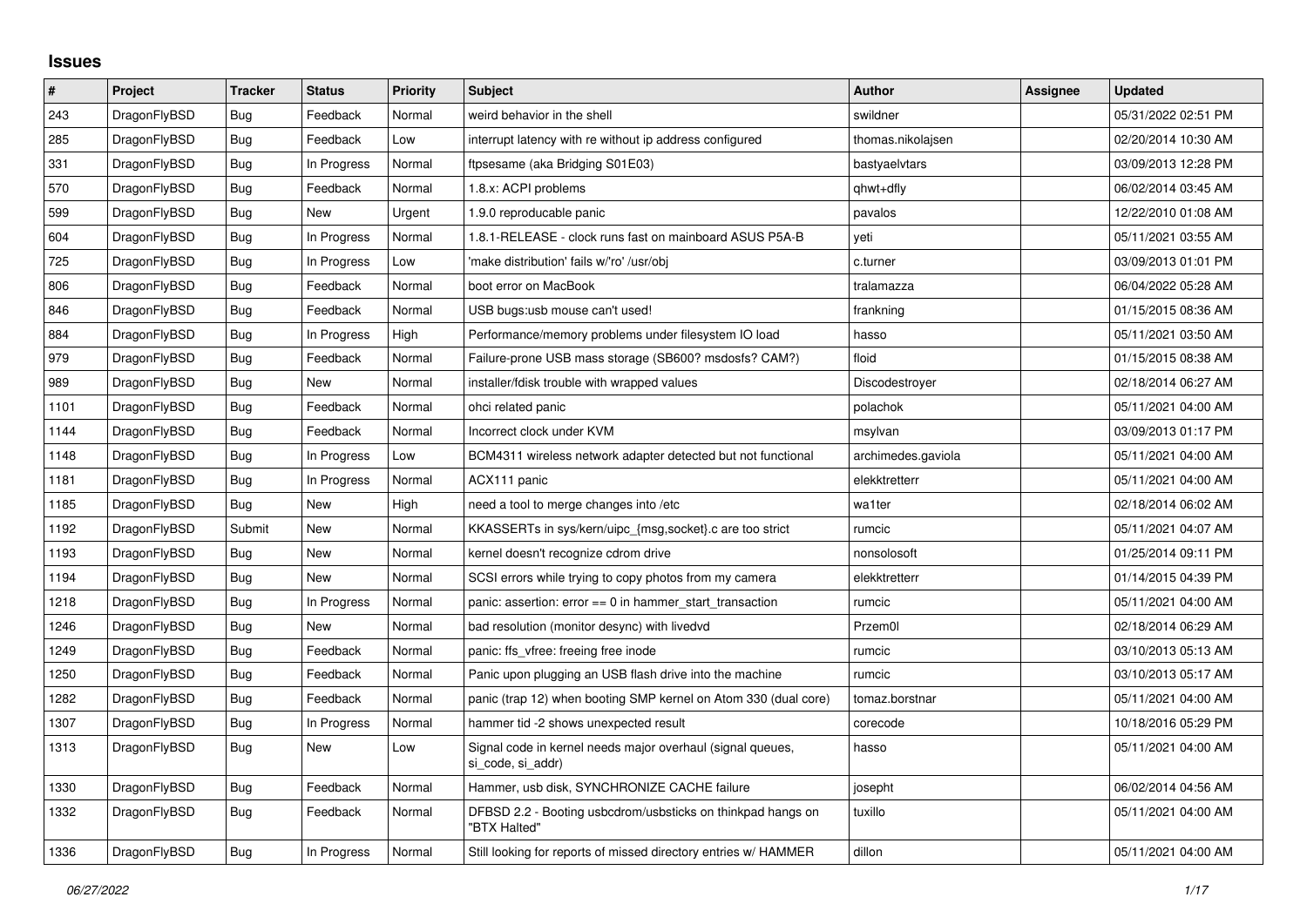## Issues

| # | Project | Tracker | Status | Priority | Subject | Author | Assignee | Updated |
|---|---|---|---|---|---|---|---|---|
| 243 | DragonFlyBSD | Bug | Feedback | Normal | weird behavior in the shell | swildner | | 05/31/2022 02:51 PM |
| 285 | DragonFlyBSD | Bug | Feedback | Low | interrupt latency with re without ip address configured | thomas.nikolajsen | | 02/20/2014 10:30 AM |
| 331 | DragonFlyBSD | Bug | In Progress | Normal | ftpsesame (aka Bridging S01E03) | bastyaelvtars | | 03/09/2013 12:28 PM |
| 570 | DragonFlyBSD | Bug | Feedback | Normal | 1.8.x: ACPI problems | qhwt+dfly | | 06/02/2014 03:45 AM |
| 599 | DragonFlyBSD | Bug | New | Urgent | 1.9.0 reproducable panic | pavalos | | 12/22/2010 01:08 AM |
| 604 | DragonFlyBSD | Bug | In Progress | Normal | 1.8.1-RELEASE - clock runs fast on mainboard ASUS P5A-B | yeti | | 05/11/2021 03:55 AM |
| 725 | DragonFlyBSD | Bug | In Progress | Low | 'make distribution' fails w/'ro' /usr/obj | c.turner | | 03/09/2013 01:01 PM |
| 806 | DragonFlyBSD | Bug | Feedback | Normal | boot error on MacBook | tralamazza | | 06/04/2022 05:28 AM |
| 846 | DragonFlyBSD | Bug | Feedback | Normal | USB bugs:usb mouse can't used! | frankning | | 01/15/2015 08:36 AM |
| 884 | DragonFlyBSD | Bug | In Progress | High | Performance/memory problems under filesystem IO load | hasso | | 05/11/2021 03:50 AM |
| 979 | DragonFlyBSD | Bug | Feedback | Normal | Failure-prone USB mass storage (SB600? msdosfs? CAM?) | floid | | 01/15/2015 08:38 AM |
| 989 | DragonFlyBSD | Bug | New | Normal | installer/fdisk trouble with wrapped values | Discodestroyer | | 02/18/2014 06:27 AM |
| 1101 | DragonFlyBSD | Bug | Feedback | Normal | ohci related panic | polachok | | 05/11/2021 04:00 AM |
| 1144 | DragonFlyBSD | Bug | Feedback | Normal | Incorrect clock under KVM | msylvan | | 03/09/2013 01:17 PM |
| 1148 | DragonFlyBSD | Bug | In Progress | Low | BCM4311 wireless network adapter detected but not functional | archimedes.gaviola | | 05/11/2021 04:00 AM |
| 1181 | DragonFlyBSD | Bug | In Progress | Normal | ACX111 panic | elekktretterr | | 05/11/2021 04:00 AM |
| 1185 | DragonFlyBSD | Bug | New | High | need a tool to merge changes into /etc | wa1ter | | 02/18/2014 06:02 AM |
| 1192 | DragonFlyBSD | Submit | New | Normal | KKASSERTs in sys/kern/uipc_{msg,socket}.c are too strict | rumcic | | 05/11/2021 04:07 AM |
| 1193 | DragonFlyBSD | Bug | New | Normal | kernel doesn't recognize cdrom drive | nonsolosoft | | 01/25/2014 09:11 PM |
| 1194 | DragonFlyBSD | Bug | New | Normal | SCSI errors while trying to copy photos from my camera | elekktretterr | | 01/14/2015 04:39 PM |
| 1218 | DragonFlyBSD | Bug | In Progress | Normal | panic: assertion: error == 0 in hammer_start_transaction | rumcic | | 05/11/2021 04:00 AM |
| 1246 | DragonFlyBSD | Bug | New | Normal | bad resolution (monitor desync) with livedvd | Przem0l | | 02/18/2014 06:29 AM |
| 1249 | DragonFlyBSD | Bug | Feedback | Normal | panic: ffs_vfree: freeing free inode | rumcic | | 03/10/2013 05:13 AM |
| 1250 | DragonFlyBSD | Bug | Feedback | Normal | Panic upon plugging an USB flash drive into the machine | rumcic | | 03/10/2013 05:17 AM |
| 1282 | DragonFlyBSD | Bug | Feedback | Normal | panic (trap 12) when booting SMP kernel on Atom 330 (dual core) | tomaz.borstnar | | 05/11/2021 04:00 AM |
| 1307 | DragonFlyBSD | Bug | In Progress | Normal | hammer tid -2 shows unexpected result | corecode | | 10/18/2016 05:29 PM |
| 1313 | DragonFlyBSD | Bug | New | Low | Signal code in kernel needs major overhaul (signal queues, si_code, si_addr) | hasso | | 05/11/2021 04:00 AM |
| 1330 | DragonFlyBSD | Bug | Feedback | Normal | Hammer, usb disk, SYNCHRONIZE CACHE failure | josepht | | 06/02/2014 04:56 AM |
| 1332 | DragonFlyBSD | Bug | Feedback | Normal | DFBSD 2.2 - Booting usbcdrom/usbsticks on thinkpad hangs on "BTX Halted" | tuxillo | | 05/11/2021 04:00 AM |
| 1336 | DragonFlyBSD | Bug | In Progress | Normal | Still looking for reports of missed directory entries w/ HAMMER | dillon | | 05/11/2021 04:00 AM |

*06/27/2022*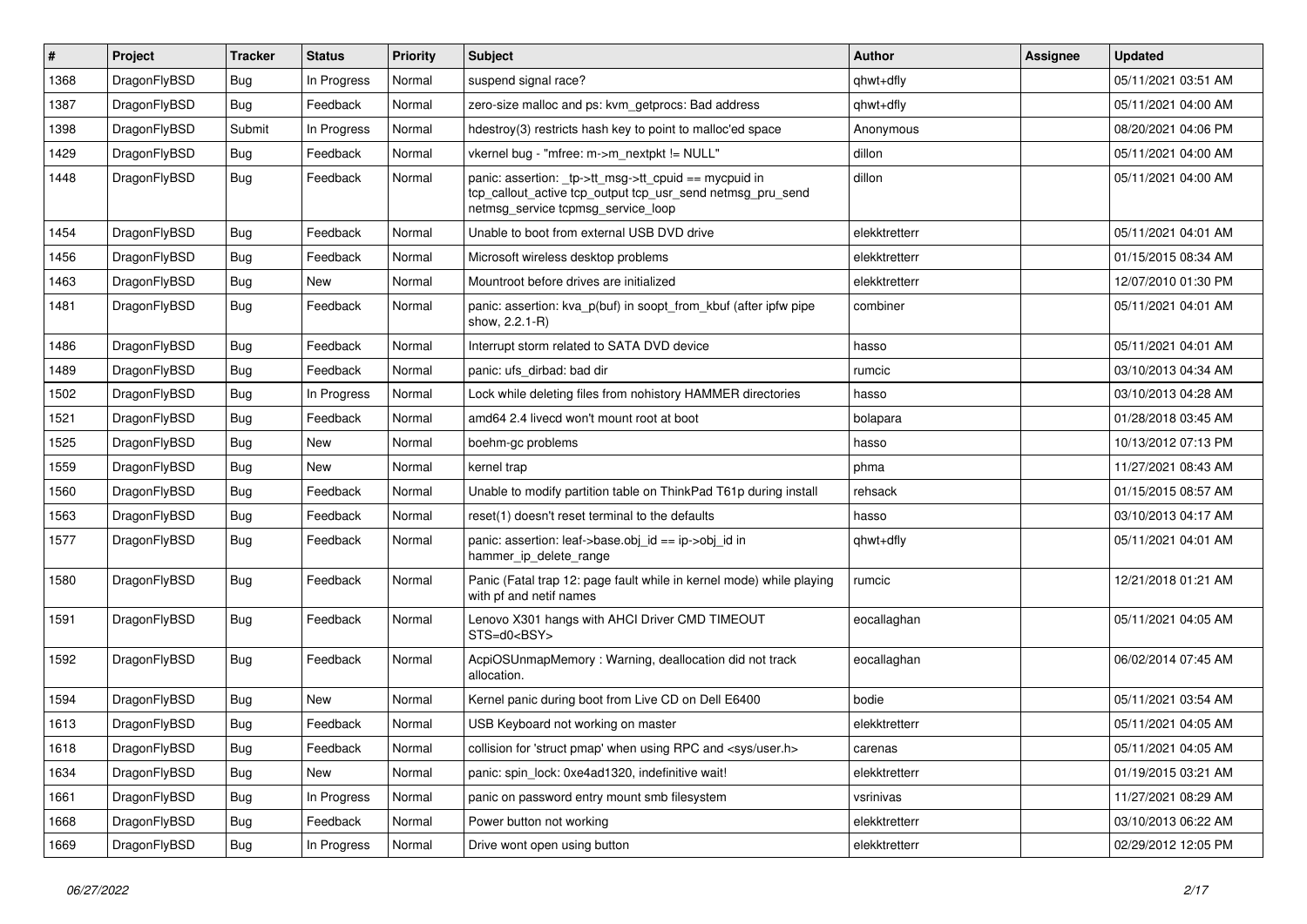| # | Project | Tracker | Status | Priority | Subject | Author | Assignee | Updated |
|---|---|---|---|---|---|---|---|---|
| 1368 | DragonFlyBSD | Bug | In Progress | Normal | suspend signal race? | qhwt+dfly | | 05/11/2021 03:51 AM |
| 1387 | DragonFlyBSD | Bug | Feedback | Normal | zero-size malloc and ps: kvm_getprocs: Bad address | qhwt+dfly | | 05/11/2021 04:00 AM |
| 1398 | DragonFlyBSD | Submit | In Progress | Normal | hdestroy(3) restricts hash key to point to malloc'ed space | Anonymous | | 08/20/2021 04:06 PM |
| 1429 | DragonFlyBSD | Bug | Feedback | Normal | vkernel bug - "mfree: m->m_nextpkt != NULL" | dillon | | 05/11/2021 04:00 AM |
| 1448 | DragonFlyBSD | Bug | Feedback | Normal | panic: assertion: _tp->tt_msg->tt_cpuid == mycpuid in tcp_callout_active tcp_output tcp_usr_send netmsg_pru_send netmsg_service tcpmsg_service_loop | dillon | | 05/11/2021 04:00 AM |
| 1454 | DragonFlyBSD | Bug | Feedback | Normal | Unable to boot from external USB DVD drive | elekktretterr | | 05/11/2021 04:01 AM |
| 1456 | DragonFlyBSD | Bug | Feedback | Normal | Microsoft wireless desktop problems | elekktretterr | | 01/15/2015 08:34 AM |
| 1463 | DragonFlyBSD | Bug | New | Normal | Mountroot before drives are initialized | elekktretterr | | 12/07/2010 01:30 PM |
| 1481 | DragonFlyBSD | Bug | Feedback | Normal | panic: assertion: kva_p(buf) in soopt_from_kbuf (after ipfw pipe show, 2.2.1-R) | combiner | | 05/11/2021 04:01 AM |
| 1486 | DragonFlyBSD | Bug | Feedback | Normal | Interrupt storm related to SATA DVD device | hasso | | 05/11/2021 04:01 AM |
| 1489 | DragonFlyBSD | Bug | Feedback | Normal | panic: ufs_dirbad: bad dir | rumcic | | 03/10/2013 04:34 AM |
| 1502 | DragonFlyBSD | Bug | In Progress | Normal | Lock while deleting files from nohistory HAMMER directories | hasso | | 03/10/2013 04:28 AM |
| 1521 | DragonFlyBSD | Bug | Feedback | Normal | amd64 2.4 livecd won't mount root at boot | bolapara | | 01/28/2018 03:45 AM |
| 1525 | DragonFlyBSD | Bug | New | Normal | boehm-gc problems | hasso | | 10/13/2012 07:13 PM |
| 1559 | DragonFlyBSD | Bug | New | Normal | kernel trap | phma | | 11/27/2021 08:43 AM |
| 1560 | DragonFlyBSD | Bug | Feedback | Normal | Unable to modify partition table on ThinkPad T61p during install | rehsack | | 01/15/2015 08:57 AM |
| 1563 | DragonFlyBSD | Bug | Feedback | Normal | reset(1) doesn't reset terminal to the defaults | hasso | | 03/10/2013 04:17 AM |
| 1577 | DragonFlyBSD | Bug | Feedback | Normal | panic: assertion: leaf->base.obj_id == ip->obj_id in hammer_ip_delete_range | qhwt+dfly | | 05/11/2021 04:01 AM |
| 1580 | DragonFlyBSD | Bug | Feedback | Normal | Panic (Fatal trap 12: page fault while in kernel mode) while playing with pf and netif names | rumcic | | 12/21/2018 01:21 AM |
| 1591 | DragonFlyBSD | Bug | Feedback | Normal | Lenovo X301 hangs with AHCI Driver CMD TIMEOUT STS=d0<BSY> | eocallaghan | | 05/11/2021 04:05 AM |
| 1592 | DragonFlyBSD | Bug | Feedback | Normal | AcpiOSUnmapMemory : Warning, deallocation did not track allocation. | eocallaghan | | 06/02/2014 07:45 AM |
| 1594 | DragonFlyBSD | Bug | New | Normal | Kernel panic during boot from Live CD on Dell E6400 | bodie | | 05/11/2021 03:54 AM |
| 1613 | DragonFlyBSD | Bug | Feedback | Normal | USB Keyboard not working on master | elekktretterr | | 05/11/2021 04:05 AM |
| 1618 | DragonFlyBSD | Bug | Feedback | Normal | collision for 'struct pmap' when using RPC and <sys/user.h> | carenas | | 05/11/2021 04:05 AM |
| 1634 | DragonFlyBSD | Bug | New | Normal | panic: spin_lock: 0xe4ad1320, indefinitive wait! | elekktretterr | | 01/19/2015 03:21 AM |
| 1661 | DragonFlyBSD | Bug | In Progress | Normal | panic on password entry mount smb filesystem | vsrinivas | | 11/27/2021 08:29 AM |
| 1668 | DragonFlyBSD | Bug | Feedback | Normal | Power button not working | elekktretterr | | 03/10/2013 06:22 AM |
| 1669 | DragonFlyBSD | Bug | In Progress | Normal | Drive wont open using button | elekktretterr | | 02/29/2012 12:05 PM |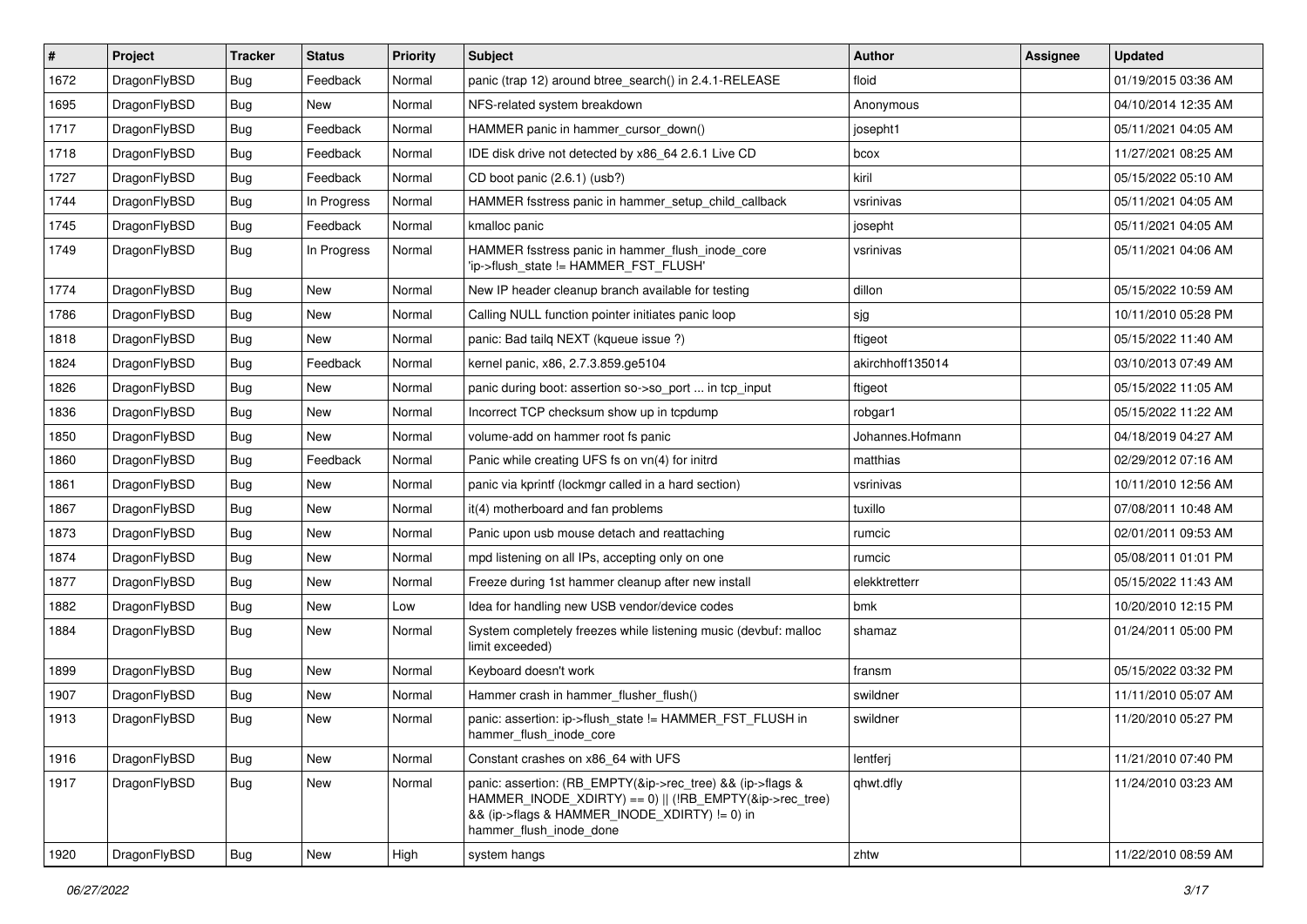| # | Project | Tracker | Status | Priority | Subject | Author | Assignee | Updated |
|---|---|---|---|---|---|---|---|---|
| 1672 | DragonFlyBSD | Bug | Feedback | Normal | panic (trap 12) around btree_search() in 2.4.1-RELEASE | floid | | 01/19/2015 03:36 AM |
| 1695 | DragonFlyBSD | Bug | New | Normal | NFS-related system breakdown | Anonymous | | 04/10/2014 12:35 AM |
| 1717 | DragonFlyBSD | Bug | Feedback | Normal | HAMMER panic in hammer_cursor_down() | josepht1 | | 05/11/2021 04:05 AM |
| 1718 | DragonFlyBSD | Bug | Feedback | Normal | IDE disk drive not detected by x86_64 2.6.1 Live CD | bcox | | 11/27/2021 08:25 AM |
| 1727 | DragonFlyBSD | Bug | Feedback | Normal | CD boot panic (2.6.1) (usb?) | kiril | | 05/15/2022 05:10 AM |
| 1744 | DragonFlyBSD | Bug | In Progress | Normal | HAMMER fsstress panic in hammer_setup_child_callback | vsrinivas | | 05/11/2021 04:05 AM |
| 1745 | DragonFlyBSD | Bug | Feedback | Normal | kmalloc panic | josepht | | 05/11/2021 04:05 AM |
| 1749 | DragonFlyBSD | Bug | In Progress | Normal | HAMMER fsstress panic in hammer_flush_inode_core 'ip->flush_state != HAMMER_FST_FLUSH' | vsrinivas | | 05/11/2021 04:06 AM |
| 1774 | DragonFlyBSD | Bug | New | Normal | New IP header cleanup branch available for testing | dillon | | 05/15/2022 10:59 AM |
| 1786 | DragonFlyBSD | Bug | New | Normal | Calling NULL function pointer initiates panic loop | sjg | | 10/11/2010 05:28 PM |
| 1818 | DragonFlyBSD | Bug | New | Normal | panic: Bad tailq NEXT (kqueue issue ?) | ftigeot | | 05/15/2022 11:40 AM |
| 1824 | DragonFlyBSD | Bug | Feedback | Normal | kernel panic, x86, 2.7.3.859.ge5104 | akirchhoff135014 | | 03/10/2013 07:49 AM |
| 1826 | DragonFlyBSD | Bug | New | Normal | panic during boot: assertion so->so_port ... in tcp_input | ftigeot | | 05/15/2022 11:05 AM |
| 1836 | DragonFlyBSD | Bug | New | Normal | Incorrect TCP checksum show up in tcpdump | robgar1 | | 05/15/2022 11:22 AM |
| 1850 | DragonFlyBSD | Bug | New | Normal | volume-add on hammer root fs panic | Johannes.Hofmann | | 04/18/2019 04:27 AM |
| 1860 | DragonFlyBSD | Bug | Feedback | Normal | Panic while creating UFS fs on vn(4) for initrd | matthias | | 02/29/2012 07:16 AM |
| 1861 | DragonFlyBSD | Bug | New | Normal | panic via kprintf (lockmgr called in a hard section) | vsrinivas | | 10/11/2010 12:56 AM |
| 1867 | DragonFlyBSD | Bug | New | Normal | it(4) motherboard and fan problems | tuxillo | | 07/08/2011 10:48 AM |
| 1873 | DragonFlyBSD | Bug | New | Normal | Panic upon usb mouse detach and reattaching | rumcic | | 02/01/2011 09:53 AM |
| 1874 | DragonFlyBSD | Bug | New | Normal | mpd listening on all IPs, accepting only on one | rumcic | | 05/08/2011 01:01 PM |
| 1877 | DragonFlyBSD | Bug | New | Normal | Freeze during 1st hammer cleanup after new install | elekktretterr | | 05/15/2022 11:43 AM |
| 1882 | DragonFlyBSD | Bug | New | Low | Idea for handling new USB vendor/device codes | bmk | | 10/20/2010 12:15 PM |
| 1884 | DragonFlyBSD | Bug | New | Normal | System completely freezes while listening music (devbuf: malloc limit exceeded) | shamaz | | 01/24/2011 05:00 PM |
| 1899 | DragonFlyBSD | Bug | New | Normal | Keyboard doesn't work | fransm | | 05/15/2022 03:32 PM |
| 1907 | DragonFlyBSD | Bug | New | Normal | Hammer crash in hammer_flusher_flush() | swildner | | 11/11/2010 05:07 AM |
| 1913 | DragonFlyBSD | Bug | New | Normal | panic: assertion: ip->flush_state != HAMMER_FST_FLUSH in hammer_flush_inode_core | swildner | | 11/20/2010 05:27 PM |
| 1916 | DragonFlyBSD | Bug | New | Normal | Constant crashes on x86_64 with UFS | lentferj | | 11/21/2010 07:40 PM |
| 1917 | DragonFlyBSD | Bug | New | Normal | panic: assertion: (RB_EMPTY(&ip->rec_tree) && (ip->flags & HAMMER_INODE_XDIRTY) == 0) \|\| (!RB_EMPTY(&ip->rec_tree) && (ip->flags & HAMMER_INODE_XDIRTY) != 0) in hammer_flush_inode_done | qhwt.dfly | | 11/24/2010 03:23 AM |
| 1920 | DragonFlyBSD | Bug | New | High | system hangs | zhtw | | 11/22/2010 08:59 AM |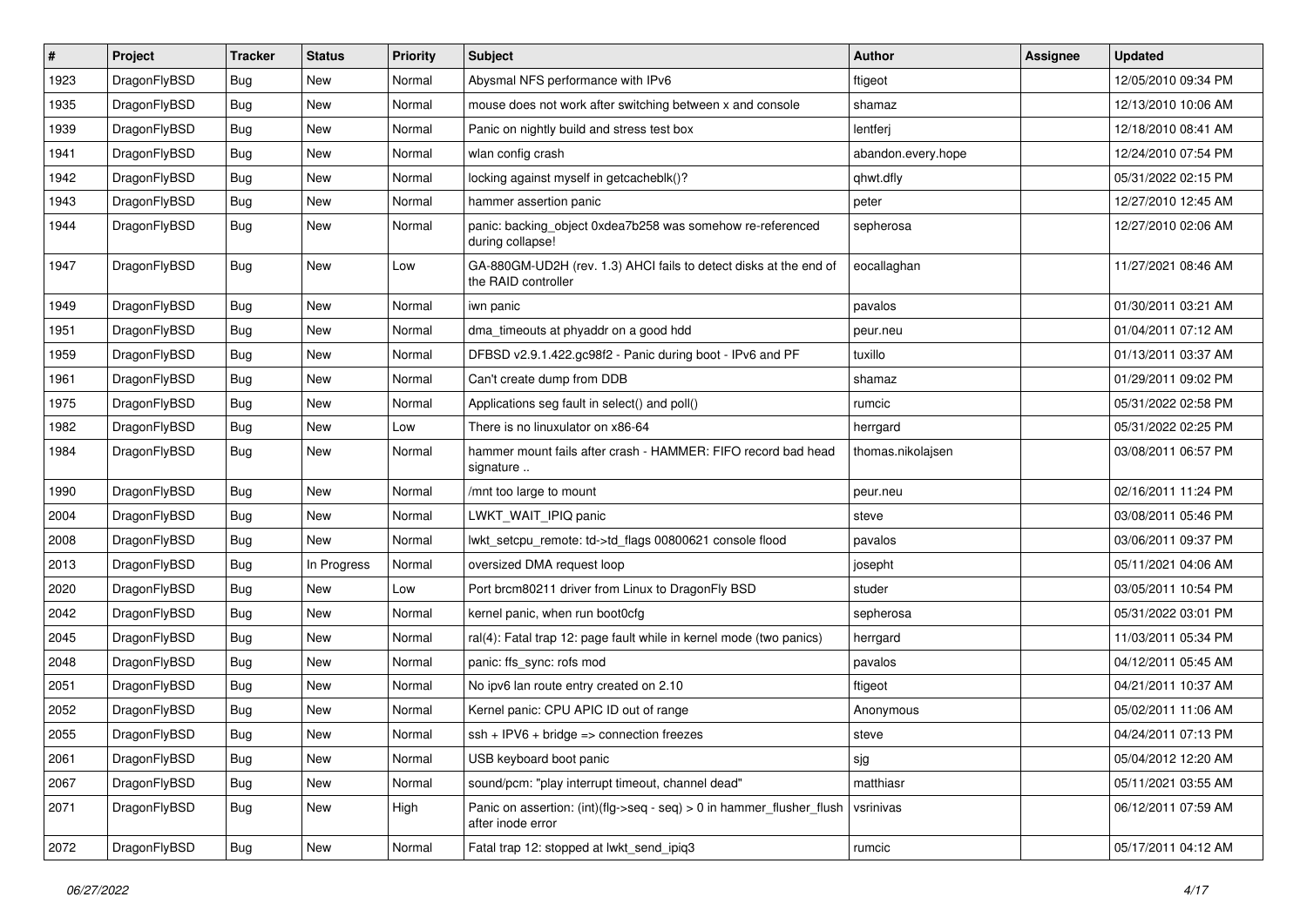| # | Project | Tracker | Status | Priority | Subject | Author | Assignee | Updated |
|---|---|---|---|---|---|---|---|---|
| 1923 | DragonFlyBSD | Bug | New | Normal | Abysmal NFS performance with IPv6 | ftigeot | | 12/05/2010 09:34 PM |
| 1935 | DragonFlyBSD | Bug | New | Normal | mouse does not work after switching between x and console | shamaz | | 12/13/2010 10:06 AM |
| 1939 | DragonFlyBSD | Bug | New | Normal | Panic on nightly build and stress test box | lentferj | | 12/18/2010 08:41 AM |
| 1941 | DragonFlyBSD | Bug | New | Normal | wlan config crash | abandon.every.hope | | 12/24/2010 07:54 PM |
| 1942 | DragonFlyBSD | Bug | New | Normal | locking against myself in getcacheblk()? | qhwt.dfly | | 05/31/2022 02:15 PM |
| 1943 | DragonFlyBSD | Bug | New | Normal | hammer assertion panic | peter | | 12/27/2010 12:45 AM |
| 1944 | DragonFlyBSD | Bug | New | Normal | panic: backing_object 0xdea7b258 was somehow re-referenced during collapse! | sepherosa | | 12/27/2010 02:06 AM |
| 1947 | DragonFlyBSD | Bug | New | Low | GA-880GM-UD2H (rev. 1.3) AHCI fails to detect disks at the end of the RAID controller | eocallaghan | | 11/27/2021 08:46 AM |
| 1949 | DragonFlyBSD | Bug | New | Normal | iwn panic | pavalos | | 01/30/2011 03:21 AM |
| 1951 | DragonFlyBSD | Bug | New | Normal | dma_timeouts at phyaddr on a good hdd | peur.neu | | 01/04/2011 07:12 AM |
| 1959 | DragonFlyBSD | Bug | New | Normal | DFBSD v2.9.1.422.gc98f2 - Panic during boot - IPv6 and PF | tuxillo | | 01/13/2011 03:37 AM |
| 1961 | DragonFlyBSD | Bug | New | Normal | Can't create dump from DDB | shamaz | | 01/29/2011 09:02 PM |
| 1975 | DragonFlyBSD | Bug | New | Normal | Applications seg fault in select() and poll() | rumcic | | 05/31/2022 02:58 PM |
| 1982 | DragonFlyBSD | Bug | New | Low | There is no linuxulator on x86-64 | herrgard | | 05/31/2022 02:25 PM |
| 1984 | DragonFlyBSD | Bug | New | Normal | hammer mount fails after crash - HAMMER: FIFO record bad head signature .. | thomas.nikolajsen | | 03/08/2011 06:57 PM |
| 1990 | DragonFlyBSD | Bug | New | Normal | /mnt too large to mount | peur.neu | | 02/16/2011 11:24 PM |
| 2004 | DragonFlyBSD | Bug | New | Normal | LWKT_WAIT_IPIQ panic | steve | | 03/08/2011 05:46 PM |
| 2008 | DragonFlyBSD | Bug | New | Normal | lwkt_setcpu_remote: td->td_flags 00800621 console flood | pavalos | | 03/06/2011 09:37 PM |
| 2013 | DragonFlyBSD | Bug | In Progress | Normal | oversized DMA request loop | josepht | | 05/11/2021 04:06 AM |
| 2020 | DragonFlyBSD | Bug | New | Low | Port brcm80211 driver from Linux to DragonFly BSD | studer | | 03/05/2011 10:54 PM |
| 2042 | DragonFlyBSD | Bug | New | Normal | kernel panic, when run boot0cfg | sepherosa | | 05/31/2022 03:01 PM |
| 2045 | DragonFlyBSD | Bug | New | Normal | ral(4): Fatal trap 12: page fault while in kernel mode (two panics) | herrgard | | 11/03/2011 05:34 PM |
| 2048 | DragonFlyBSD | Bug | New | Normal | panic: ffs_sync: rofs mod | pavalos | | 04/12/2011 05:45 AM |
| 2051 | DragonFlyBSD | Bug | New | Normal | No ipv6 lan route entry created on 2.10 | ftigeot | | 04/21/2011 10:37 AM |
| 2052 | DragonFlyBSD | Bug | New | Normal | Kernel panic: CPU APIC ID out of range | Anonymous | | 05/02/2011 11:06 AM |
| 2055 | DragonFlyBSD | Bug | New | Normal | ssh + IPV6 + bridge => connection freezes | steve | | 04/24/2011 07:13 PM |
| 2061 | DragonFlyBSD | Bug | New | Normal | USB keyboard boot panic | sjg | | 05/04/2012 12:20 AM |
| 2067 | DragonFlyBSD | Bug | New | Normal | sound/pcm: "play interrupt timeout, channel dead" | matthiasr | | 05/11/2021 03:55 AM |
| 2071 | DragonFlyBSD | Bug | New | High | Panic on assertion: (int)(flg->seq - seq) > 0 in hammer_flusher_flush after inode error | vsrinivas | | 06/12/2011 07:59 AM |
| 2072 | DragonFlyBSD | Bug | New | Normal | Fatal trap 12: stopped at lwkt_send_ipiq3 | rumcic | | 05/17/2011 04:12 AM |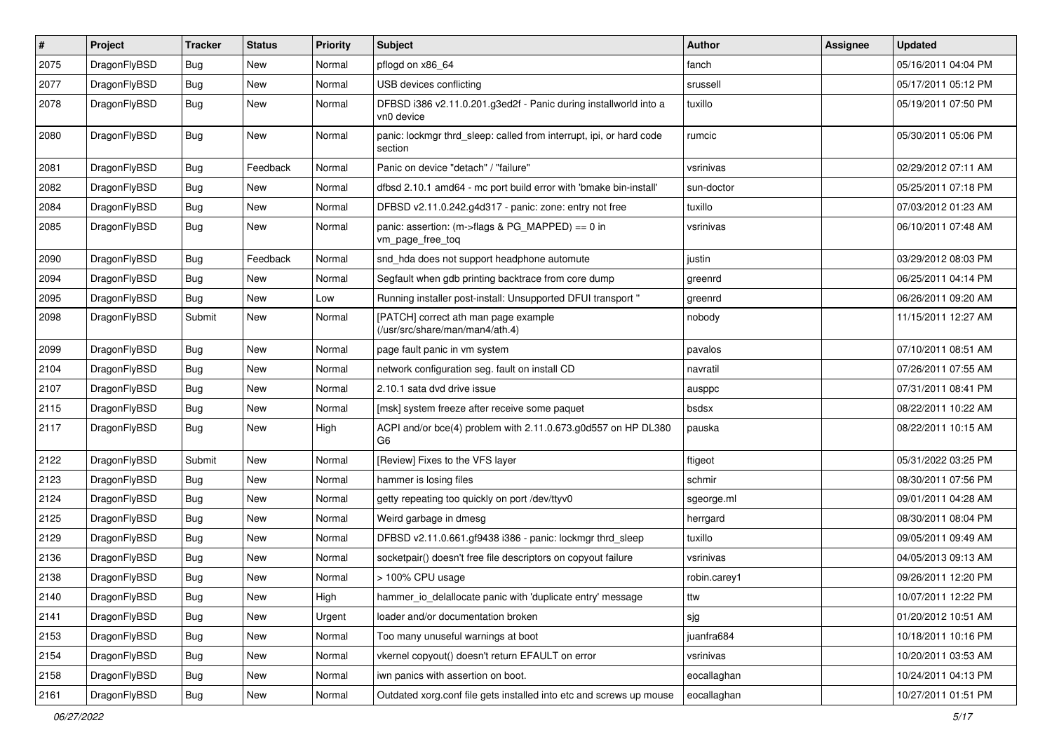| # | Project | Tracker | Status | Priority | Subject | Author | Assignee | Updated |
|---|---|---|---|---|---|---|---|---|
| 2075 | DragonFlyBSD | Bug | New | Normal | pflogd on x86_64 | fanch | | 05/16/2011 04:04 PM |
| 2077 | DragonFlyBSD | Bug | New | Normal | USB devices conflicting | srussell | | 05/17/2011 05:12 PM |
| 2078 | DragonFlyBSD | Bug | New | Normal | DFBSD i386 v2.11.0.201.g3ed2f - Panic during installworld into a vn0 device | tuxillo | | 05/19/2011 07:50 PM |
| 2080 | DragonFlyBSD | Bug | New | Normal | panic: lockmgr thrd_sleep: called from interrupt, ipi, or hard code section | rumcic | | 05/30/2011 05:06 PM |
| 2081 | DragonFlyBSD | Bug | Feedback | Normal | Panic on device "detach" / "failure" | vsrinivas | | 02/29/2012 07:11 AM |
| 2082 | DragonFlyBSD | Bug | New | Normal | dfbsd 2.10.1 amd64 - mc port build error with 'bmake bin-install' | sun-doctor | | 05/25/2011 07:18 PM |
| 2084 | DragonFlyBSD | Bug | New | Normal | DFBSD v2.11.0.242.g4d317 - panic: zone: entry not free | tuxillo | | 07/03/2012 01:23 AM |
| 2085 | DragonFlyBSD | Bug | New | Normal | panic: assertion: (m->flags & PG_MAPPED) == 0 in vm_page_free_toq | vsrinivas | | 06/10/2011 07:48 AM |
| 2090 | DragonFlyBSD | Bug | Feedback | Normal | snd_hda does not support headphone automute | justin | | 03/29/2012 08:03 PM |
| 2094 | DragonFlyBSD | Bug | New | Normal | Segfault when gdb printing backtrace from core dump | greenrd | | 06/25/2011 04:14 PM |
| 2095 | DragonFlyBSD | Bug | New | Low | Running installer post-install: Unsupported DFUI transport " | greenrd | | 06/26/2011 09:20 AM |
| 2098 | DragonFlyBSD | Submit | New | Normal | [PATCH] correct ath man page example (/usr/src/share/man/man4/ath.4) | nobody | | 11/15/2011 12:27 AM |
| 2099 | DragonFlyBSD | Bug | New | Normal | page fault panic in vm system | pavalos | | 07/10/2011 08:51 AM |
| 2104 | DragonFlyBSD | Bug | New | Normal | network configuration seg. fault on install CD | navratil | | 07/26/2011 07:55 AM |
| 2107 | DragonFlyBSD | Bug | New | Normal | 2.10.1 sata dvd drive issue | ausppc | | 07/31/2011 08:41 PM |
| 2115 | DragonFlyBSD | Bug | New | Normal | [msk] system freeze after receive some paquet | bsdsx | | 08/22/2011 10:22 AM |
| 2117 | DragonFlyBSD | Bug | New | High | ACPI and/or bce(4) problem with 2.11.0.673.g0d557 on HP DL380 G6 | pauska | | 08/22/2011 10:15 AM |
| 2122 | DragonFlyBSD | Submit | New | Normal | [Review] Fixes to the VFS layer | ftigeot | | 05/31/2022 03:25 PM |
| 2123 | DragonFlyBSD | Bug | New | Normal | hammer is losing files | schmir | | 08/30/2011 07:56 PM |
| 2124 | DragonFlyBSD | Bug | New | Normal | getty repeating too quickly on port /dev/ttyv0 | sgeorge.ml | | 09/01/2011 04:28 AM |
| 2125 | DragonFlyBSD | Bug | New | Normal | Weird garbage in dmesg | herrgard | | 08/30/2011 08:04 PM |
| 2129 | DragonFlyBSD | Bug | New | Normal | DFBSD v2.11.0.661.gf9438 i386 - panic: lockmgr thrd_sleep | tuxillo | | 09/05/2011 09:49 AM |
| 2136 | DragonFlyBSD | Bug | New | Normal | socketpair() doesn't free file descriptors on copyout failure | vsrinivas | | 04/05/2013 09:13 AM |
| 2138 | DragonFlyBSD | Bug | New | Normal | > 100% CPU usage | robin.carey1 | | 09/26/2011 12:20 PM |
| 2140 | DragonFlyBSD | Bug | New | High | hammer_io_delallocate panic with 'duplicate entry' message | ttw | | 10/07/2011 12:22 PM |
| 2141 | DragonFlyBSD | Bug | New | Urgent | loader and/or documentation broken | sjg | | 01/20/2012 10:51 AM |
| 2153 | DragonFlyBSD | Bug | New | Normal | Too many unuseful warnings at boot | juanfra684 | | 10/18/2011 10:16 PM |
| 2154 | DragonFlyBSD | Bug | New | Normal | vkernel copyout() doesn't return EFAULT on error | vsrinivas | | 10/20/2011 03:53 AM |
| 2158 | DragonFlyBSD | Bug | New | Normal | iwn panics with assertion on boot. | eocallaghan | | 10/24/2011 04:13 PM |
| 2161 | DragonFlyBSD | Bug | New | Normal | Outdated xorg.conf file gets installed into etc and screws up mouse | eocallaghan | | 10/27/2011 01:51 PM |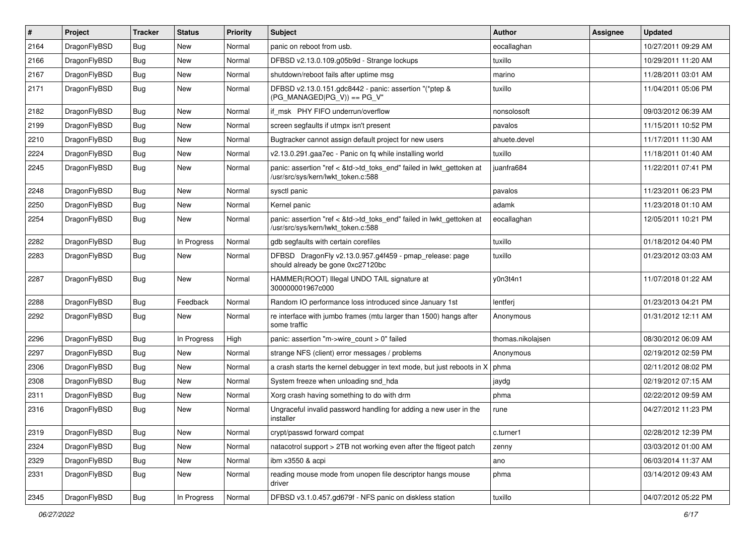| # | Project | Tracker | Status | Priority | Subject | Author | Assignee | Updated |
|---|---|---|---|---|---|---|---|---|
| 2164 | DragonFlyBSD | Bug | New | Normal | panic on reboot from usb. | eocallaghan | | 10/27/2011 09:29 AM |
| 2166 | DragonFlyBSD | Bug | New | Normal | DFBSD v2.13.0.109.g05b9d - Strange lockups | tuxillo | | 10/29/2011 11:20 AM |
| 2167 | DragonFlyBSD | Bug | New | Normal | shutdown/reboot fails after uptime msg | marino | | 11/28/2011 03:01 AM |
| 2171 | DragonFlyBSD | Bug | New | Normal | DFBSD v2.13.0.151.gdc8442 - panic: assertion "(*ptep & (PG_MANAGED\|PG_V)) == PG_V" | tuxillo | | 11/04/2011 05:06 PM |
| 2182 | DragonFlyBSD | Bug | New | Normal | if_msk PHY FIFO underrun/overflow | nonsolosoft | | 09/03/2012 06:39 AM |
| 2199 | DragonFlyBSD | Bug | New | Normal | screen segfaults if utmpx isn't present | pavalos | | 11/15/2011 10:52 PM |
| 2210 | DragonFlyBSD | Bug | New | Normal | Bugtracker cannot assign default project for new users | ahuete.devel | | 11/17/2011 11:30 AM |
| 2224 | DragonFlyBSD | Bug | New | Normal | v2.13.0.291.gaa7ec - Panic on fq while installing world | tuxillo | | 11/18/2011 01:40 AM |
| 2245 | DragonFlyBSD | Bug | New | Normal | panic: assertion "ref < &td->td_toks_end" failed in lwkt_gettoken at /usr/src/sys/kern/lwkt_token.c:588 | juanfra684 | | 11/22/2011 07:41 PM |
| 2248 | DragonFlyBSD | Bug | New | Normal | sysctl panic | pavalos | | 11/23/2011 06:23 PM |
| 2250 | DragonFlyBSD | Bug | New | Normal | Kernel panic | adamk | | 11/23/2018 01:10 AM |
| 2254 | DragonFlyBSD | Bug | New | Normal | panic: assertion "ref < &td->td_toks_end" failed in lwkt_gettoken at /usr/src/sys/kern/lwkt_token.c:588 | eocallaghan | | 12/05/2011 10:21 PM |
| 2282 | DragonFlyBSD | Bug | In Progress | Normal | gdb segfaults with certain corefiles | tuxillo | | 01/18/2012 04:40 PM |
| 2283 | DragonFlyBSD | Bug | New | Normal | DFBSD DragonFly v2.13.0.957.g4f459 - pmap_release: page should already be gone 0xc27120bc | tuxillo | | 01/23/2012 03:03 AM |
| 2287 | DragonFlyBSD | Bug | New | Normal | HAMMER(ROOT) Illegal UNDO TAIL signature at 300000001967c000 | y0n3t4n1 | | 11/07/2018 01:22 AM |
| 2288 | DragonFlyBSD | Bug | Feedback | Normal | Random IO performance loss introduced since January 1st | lentferj | | 01/23/2013 04:21 PM |
| 2292 | DragonFlyBSD | Bug | New | Normal | re interface with jumbo frames (mtu larger than 1500) hangs after some traffic | Anonymous | | 01/31/2012 12:11 AM |
| 2296 | DragonFlyBSD | Bug | In Progress | High | panic: assertion "m->wire_count > 0" failed | thomas.nikolajsen | | 08/30/2012 06:09 AM |
| 2297 | DragonFlyBSD | Bug | New | Normal | strange NFS (client) error messages / problems | Anonymous | | 02/19/2012 02:59 PM |
| 2306 | DragonFlyBSD | Bug | New | Normal | a crash starts the kernel debugger in text mode, but just reboots in X | phma | | 02/11/2012 08:02 PM |
| 2308 | DragonFlyBSD | Bug | New | Normal | System freeze when unloading snd_hda | jaydg | | 02/19/2012 07:15 AM |
| 2311 | DragonFlyBSD | Bug | New | Normal | Xorg crash having something to do with drm | phma | | 02/22/2012 09:59 AM |
| 2316 | DragonFlyBSD | Bug | New | Normal | Ungraceful invalid password handling for adding a new user in the installer | rune | | 04/27/2012 11:23 PM |
| 2319 | DragonFlyBSD | Bug | New | Normal | crypt/passwd forward compat | c.turner1 | | 02/28/2012 12:39 PM |
| 2324 | DragonFlyBSD | Bug | New | Normal | natacotrol support > 2TB not working even after the ftigeot patch | zenny | | 03/03/2012 01:00 AM |
| 2329 | DragonFlyBSD | Bug | New | Normal | ibm x3550 & acpi | ano | | 06/03/2014 11:37 AM |
| 2331 | DragonFlyBSD | Bug | New | Normal | reading mouse mode from unopen file descriptor hangs mouse driver | phma | | 03/14/2012 09:43 AM |
| 2345 | DragonFlyBSD | Bug | In Progress | Normal | DFBSD v3.1.0.457.gd679f - NFS panic on diskless station | tuxillo | | 04/07/2012 05:22 PM |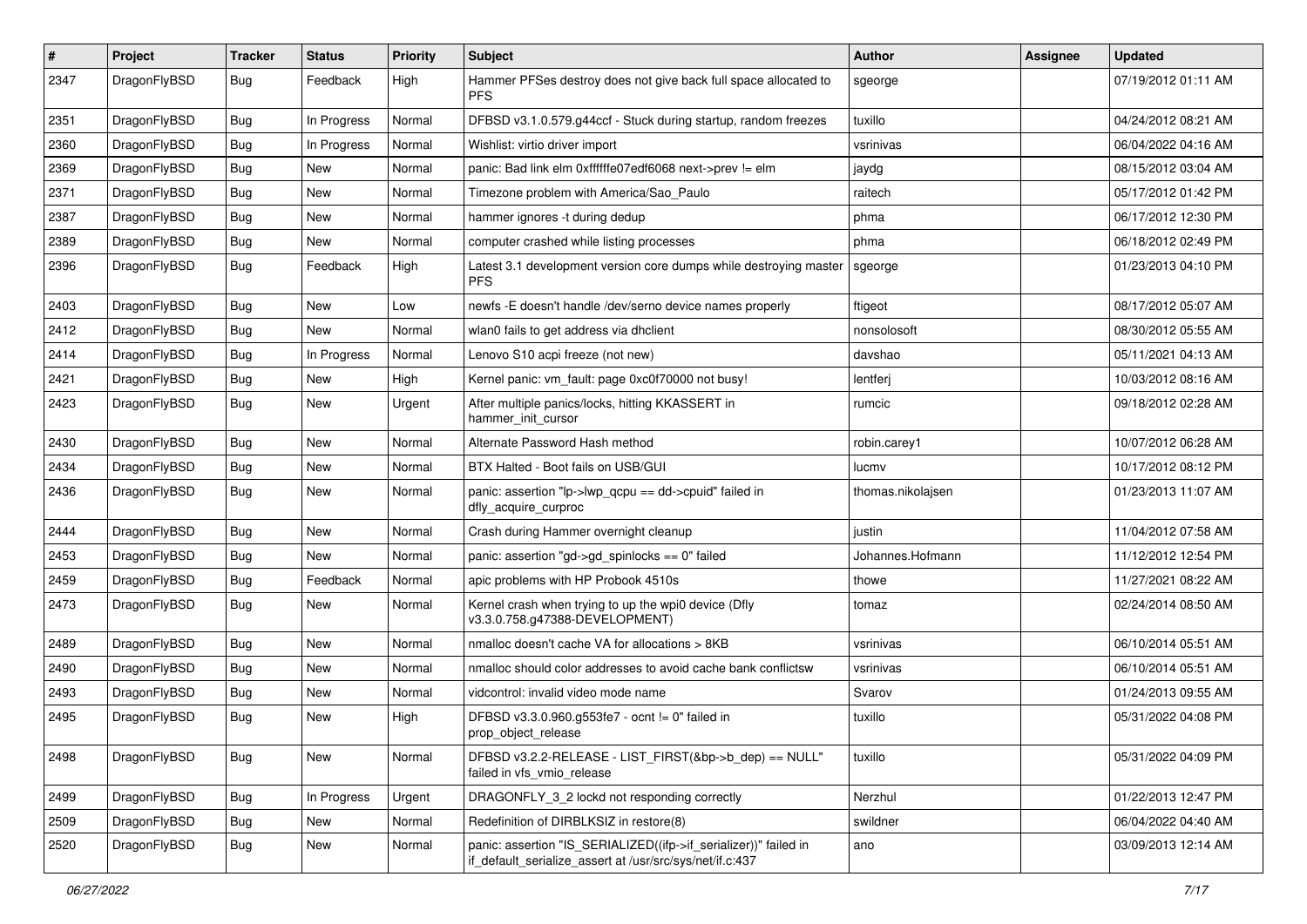| # | Project | Tracker | Status | Priority | Subject | Author | Assignee | Updated |
|---|---|---|---|---|---|---|---|---|
| 2347 | DragonFlyBSD | Bug | Feedback | High | Hammer PFSes destroy does not give back full space allocated to PFS | sgeorge | | 07/19/2012 01:11 AM |
| 2351 | DragonFlyBSD | Bug | In Progress | Normal | DFBSD v3.1.0.579.g44ccf - Stuck during startup, random freezes | tuxillo | | 04/24/2012 08:21 AM |
| 2360 | DragonFlyBSD | Bug | In Progress | Normal | Wishlist: virtio driver import | vsrinivas | | 06/04/2022 04:16 AM |
| 2369 | DragonFlyBSD | Bug | New | Normal | panic: Bad link elm 0xffffffe07edf6068 next->prev != elm | jaydg | | 08/15/2012 03:04 AM |
| 2371 | DragonFlyBSD | Bug | New | Normal | Timezone problem with America/Sao_Paulo | raitech | | 05/17/2012 01:42 PM |
| 2387 | DragonFlyBSD | Bug | New | Normal | hammer ignores -t during dedup | phma | | 06/17/2012 12:30 PM |
| 2389 | DragonFlyBSD | Bug | New | Normal | computer crashed while listing processes | phma | | 06/18/2012 02:49 PM |
| 2396 | DragonFlyBSD | Bug | Feedback | High | Latest 3.1 development version core dumps while destroying master PFS | sgeorge | | 01/23/2013 04:10 PM |
| 2403 | DragonFlyBSD | Bug | New | Low | newfs -E doesn't handle /dev/serno device names properly | ftigeot | | 08/17/2012 05:07 AM |
| 2412 | DragonFlyBSD | Bug | New | Normal | wlan0 fails to get address via dhclient | nonsolosoft | | 08/30/2012 05:55 AM |
| 2414 | DragonFlyBSD | Bug | In Progress | Normal | Lenovo S10 acpi freeze (not new) | davshao | | 05/11/2021 04:13 AM |
| 2421 | DragonFlyBSD | Bug | New | High | Kernel panic: vm_fault: page 0xc0f70000 not busy! | lentferj | | 10/03/2012 08:16 AM |
| 2423 | DragonFlyBSD | Bug | New | Urgent | After multiple panics/locks, hitting KKASSERT in hammer_init_cursor | rumcic | | 09/18/2012 02:28 AM |
| 2430 | DragonFlyBSD | Bug | New | Normal | Alternate Password Hash method | robin.carey1 | | 10/07/2012 06:28 AM |
| 2434 | DragonFlyBSD | Bug | New | Normal | BTX Halted - Boot fails on USB/GUI | lucmv | | 10/17/2012 08:12 PM |
| 2436 | DragonFlyBSD | Bug | New | Normal | panic: assertion "lp->lwp_qcpu == dd->cpuid" failed in dfly_acquire_curproc | thomas.nikolajsen | | 01/23/2013 11:07 AM |
| 2444 | DragonFlyBSD | Bug | New | Normal | Crash during Hammer overnight cleanup | justin | | 11/04/2012 07:58 AM |
| 2453 | DragonFlyBSD | Bug | New | Normal | panic: assertion "gd->gd_spinlocks == 0" failed | Johannes.Hofmann | | 11/12/2012 12:54 PM |
| 2459 | DragonFlyBSD | Bug | Feedback | Normal | apic problems with HP Probook 4510s | thowe | | 11/27/2021 08:22 AM |
| 2473 | DragonFlyBSD | Bug | New | Normal | Kernel crash when trying to up the wpi0 device (Dfly v3.3.0.758.g47388-DEVELOPMENT) | tomaz | | 02/24/2014 08:50 AM |
| 2489 | DragonFlyBSD | Bug | New | Normal | nmalloc doesn't cache VA for allocations > 8KB | vsrinivas | | 06/10/2014 05:51 AM |
| 2490 | DragonFlyBSD | Bug | New | Normal | nmalloc should color addresses to avoid cache bank conflictsw | vsrinivas | | 06/10/2014 05:51 AM |
| 2493 | DragonFlyBSD | Bug | New | Normal | vidcontrol: invalid video mode name | Svarov | | 01/24/2013 09:55 AM |
| 2495 | DragonFlyBSD | Bug | New | High | DFBSD v3.3.0.960.g553fe7 - ocnt != 0" failed in prop_object_release | tuxillo | | 05/31/2022 04:08 PM |
| 2498 | DragonFlyBSD | Bug | New | Normal | DFBSD v3.2.2-RELEASE - LIST_FIRST(&bp->b_dep) == NULL" failed in vfs_vmio_release | tuxillo | | 05/31/2022 04:09 PM |
| 2499 | DragonFlyBSD | Bug | In Progress | Urgent | DRAGONFLY_3_2 lockd not responding correctly | Nerzhul | | 01/22/2013 12:47 PM |
| 2509 | DragonFlyBSD | Bug | New | Normal | Redefinition of DIRBLKSIZ in restore(8) | swildner | | 06/04/2022 04:40 AM |
| 2520 | DragonFlyBSD | Bug | New | Normal | panic: assertion "IS_SERIALIZED((ifp->if_serializer))" failed in if_default_serialize_assert at /usr/src/sys/net/if.c:437 | ano | | 03/09/2013 12:14 AM |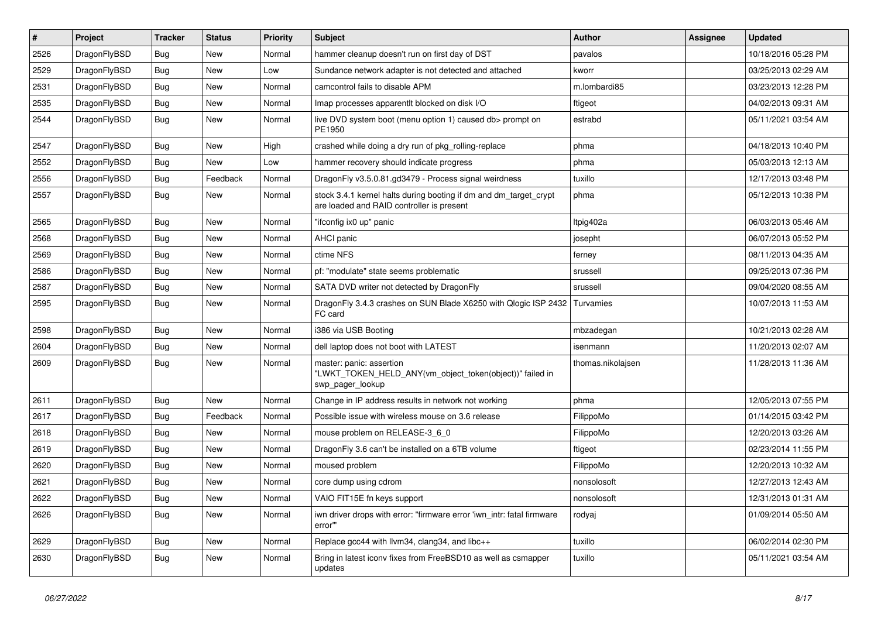| # | Project | Tracker | Status | Priority | Subject | Author | Assignee | Updated |
|---|---|---|---|---|---|---|---|---|
| 2526 | DragonFlyBSD | Bug | New | Normal | hammer cleanup doesn't run on first day of DST | pavalos | | 10/18/2016 05:28 PM |
| 2529 | DragonFlyBSD | Bug | New | Low | Sundance network adapter is not detected and attached | kworr | | 03/25/2013 02:29 AM |
| 2531 | DragonFlyBSD | Bug | New | Normal | camcontrol fails to disable APM | m.lombardi85 | | 03/23/2013 12:28 PM |
| 2535 | DragonFlyBSD | Bug | New | Normal | Imap processes apparentlt blocked on disk I/O | ftigeot | | 04/02/2013 09:31 AM |
| 2544 | DragonFlyBSD | Bug | New | Normal | live DVD system boot (menu option 1) caused db> prompt on PE1950 | estrabd | | 05/11/2021 03:54 AM |
| 2547 | DragonFlyBSD | Bug | New | High | crashed while doing a dry run of pkg_rolling-replace | phma | | 04/18/2013 10:40 PM |
| 2552 | DragonFlyBSD | Bug | New | Low | hammer recovery should indicate progress | phma | | 05/03/2013 12:13 AM |
| 2556 | DragonFlyBSD | Bug | Feedback | Normal | DragonFly v3.5.0.81.gd3479 - Process signal weirdness | tuxillo | | 12/17/2013 03:48 PM |
| 2557 | DragonFlyBSD | Bug | New | Normal | stock 3.4.1 kernel halts during booting if dm and dm_target_crypt are loaded and RAID controller is present | phma | | 05/12/2013 10:38 PM |
| 2565 | DragonFlyBSD | Bug | New | Normal | "ifconfig ix0 up" panic | ltpig402a | | 06/03/2013 05:46 AM |
| 2568 | DragonFlyBSD | Bug | New | Normal | AHCI panic | josepht | | 06/07/2013 05:52 PM |
| 2569 | DragonFlyBSD | Bug | New | Normal | ctime NFS | ferney | | 08/11/2013 04:35 AM |
| 2586 | DragonFlyBSD | Bug | New | Normal | pf: "modulate" state seems problematic | srussell | | 09/25/2013 07:36 PM |
| 2587 | DragonFlyBSD | Bug | New | Normal | SATA DVD writer not detected by DragonFly | srussell | | 09/04/2020 08:55 AM |
| 2595 | DragonFlyBSD | Bug | New | Normal | DragonFly 3.4.3 crashes on SUN Blade X6250 with Qlogic ISP 2432 FC card | Turvamies | | 10/07/2013 11:53 AM |
| 2598 | DragonFlyBSD | Bug | New | Normal | i386 via USB Booting | mbzadegan | | 10/21/2013 02:28 AM |
| 2604 | DragonFlyBSD | Bug | New | Normal | dell laptop does not boot with LATEST | isenmann | | 11/20/2013 02:07 AM |
| 2609 | DragonFlyBSD | Bug | New | Normal | master: panic: assertion "LWKT_TOKEN_HELD_ANY(vm_object_token(object))" failed in swp_pager_lookup | thomas.nikolajsen | | 11/28/2013 11:36 AM |
| 2611 | DragonFlyBSD | Bug | New | Normal | Change in IP address results in network not working | phma | | 12/05/2013 07:55 PM |
| 2617 | DragonFlyBSD | Bug | Feedback | Normal | Possible issue with wireless mouse on 3.6 release | FilippoMo | | 01/14/2015 03:42 PM |
| 2618 | DragonFlyBSD | Bug | New | Normal | mouse problem on RELEASE-3_6_0 | FilippoMo | | 12/20/2013 03:26 AM |
| 2619 | DragonFlyBSD | Bug | New | Normal | DragonFly 3.6 can't be installed on a 6TB volume | ftigeot | | 02/23/2014 11:55 PM |
| 2620 | DragonFlyBSD | Bug | New | Normal | moused problem | FilippoMo | | 12/20/2013 10:32 AM |
| 2621 | DragonFlyBSD | Bug | New | Normal | core dump using cdrom | nonsolosoft | | 12/27/2013 12:43 AM |
| 2622 | DragonFlyBSD | Bug | New | Normal | VAIO FIT15E fn keys support | nonsolosoft | | 12/31/2013 01:31 AM |
| 2626 | DragonFlyBSD | Bug | New | Normal | iwn driver drops with error: "firmware error 'iwn_intr: fatal firmware error'" | rodyaj | | 01/09/2014 05:50 AM |
| 2629 | DragonFlyBSD | Bug | New | Normal | Replace gcc44 with llvm34, clang34, and libc++ | tuxillo | | 06/02/2014 02:30 PM |
| 2630 | DragonFlyBSD | Bug | New | Normal | Bring in latest iconv fixes from FreeBSD10 as well as csmapper updates | tuxillo | | 05/11/2021 03:54 AM |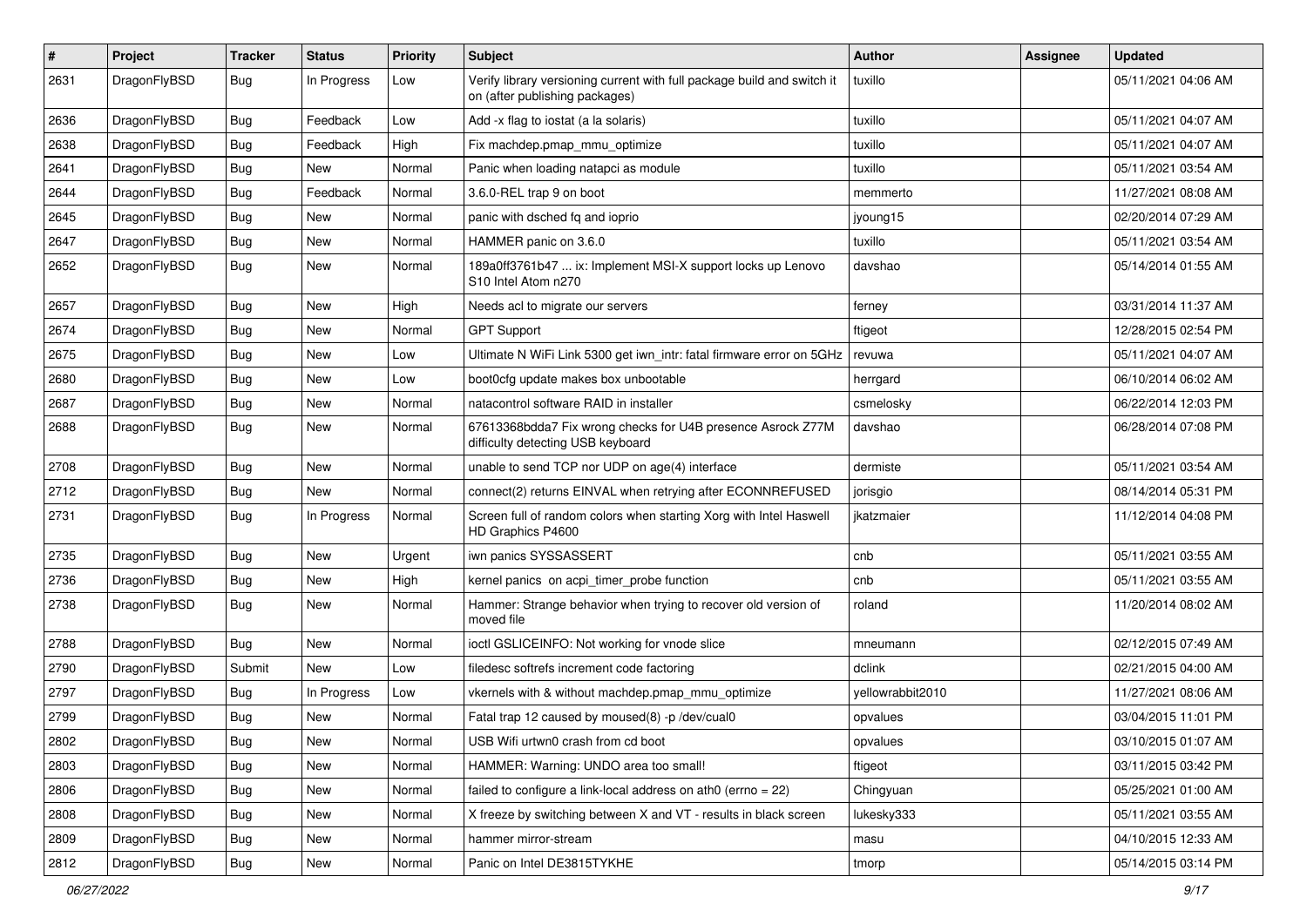| # | Project | Tracker | Status | Priority | Subject | Author | Assignee | Updated |
|---|---|---|---|---|---|---|---|---|
| 2631 | DragonFlyBSD | Bug | In Progress | Low | Verify library versioning current with full package build and switch it on (after publishing packages) | tuxillo | | 05/11/2021 04:06 AM |
| 2636 | DragonFlyBSD | Bug | Feedback | Low | Add -x flag to iostat (a la solaris) | tuxillo | | 05/11/2021 04:07 AM |
| 2638 | DragonFlyBSD | Bug | Feedback | High | Fix machdep.pmap_mmu_optimize | tuxillo | | 05/11/2021 04:07 AM |
| 2641 | DragonFlyBSD | Bug | New | Normal | Panic when loading natapci as module | tuxillo | | 05/11/2021 03:54 AM |
| 2644 | DragonFlyBSD | Bug | Feedback | Normal | 3.6.0-REL trap 9 on boot | memmerto | | 11/27/2021 08:08 AM |
| 2645 | DragonFlyBSD | Bug | New | Normal | panic with dsched fq and ioprio | jyoung15 | | 02/20/2014 07:29 AM |
| 2647 | DragonFlyBSD | Bug | New | Normal | HAMMER panic on 3.6.0 | tuxillo | | 05/11/2021 03:54 AM |
| 2652 | DragonFlyBSD | Bug | New | Normal | 189a0ff3761b47 ... ix: Implement MSI-X support locks up Lenovo S10 Intel Atom n270 | davshao | | 05/14/2014 01:55 AM |
| 2657 | DragonFlyBSD | Bug | New | High | Needs acl to migrate our servers | ferney | | 03/31/2014 11:37 AM |
| 2674 | DragonFlyBSD | Bug | New | Normal | GPT Support | ftigeot | | 12/28/2015 02:54 PM |
| 2675 | DragonFlyBSD | Bug | New | Low | Ultimate N WiFi Link 5300 get iwn_intr: fatal firmware error on 5GHz | revuwa | | 05/11/2021 04:07 AM |
| 2680 | DragonFlyBSD | Bug | New | Low | boot0cfg update makes box unbootable | herrgard | | 06/10/2014 06:02 AM |
| 2687 | DragonFlyBSD | Bug | New | Normal | natacontrol software RAID in installer | csmelosky | | 06/22/2014 12:03 PM |
| 2688 | DragonFlyBSD | Bug | New | Normal | 67613368bdda7 Fix wrong checks for U4B presence Asrock Z77M difficulty detecting USB keyboard | davshao | | 06/28/2014 07:08 PM |
| 2708 | DragonFlyBSD | Bug | New | Normal | unable to send TCP nor UDP on age(4) interface | dermiste | | 05/11/2021 03:54 AM |
| 2712 | DragonFlyBSD | Bug | New | Normal | connect(2) returns EINVAL when retrying after ECONNREFUSED | jorisgio | | 08/14/2014 05:31 PM |
| 2731 | DragonFlyBSD | Bug | In Progress | Normal | Screen full of random colors when starting Xorg with Intel Haswell HD Graphics P4600 | jkatzmaier | | 11/12/2014 04:08 PM |
| 2735 | DragonFlyBSD | Bug | New | Urgent | iwn panics SYSSASSERT | cnb | | 05/11/2021 03:55 AM |
| 2736 | DragonFlyBSD | Bug | New | High | kernel panics on acpi_timer_probe function | cnb | | 05/11/2021 03:55 AM |
| 2738 | DragonFlyBSD | Bug | New | Normal | Hammer: Strange behavior when trying to recover old version of moved file | roland | | 11/20/2014 08:02 AM |
| 2788 | DragonFlyBSD | Bug | New | Normal | ioctl GSLICEINFO: Not working for vnode slice | mneumann | | 02/12/2015 07:49 AM |
| 2790 | DragonFlyBSD | Submit | New | Low | filedesc softrefs increment code factoring | dclink | | 02/21/2015 04:00 AM |
| 2797 | DragonFlyBSD | Bug | In Progress | Low | vkernels with & without machdep.pmap_mmu_optimize | yellowrabbit2010 | | 11/27/2021 08:06 AM |
| 2799 | DragonFlyBSD | Bug | New | Normal | Fatal trap 12 caused by moused(8) -p /dev/cual0 | opvalues | | 03/04/2015 11:01 PM |
| 2802 | DragonFlyBSD | Bug | New | Normal | USB Wifi urtwn0 crash from cd boot | opvalues | | 03/10/2015 01:07 AM |
| 2803 | DragonFlyBSD | Bug | New | Normal | HAMMER: Warning: UNDO area too small! | ftigeot | | 03/11/2015 03:42 PM |
| 2806 | DragonFlyBSD | Bug | New | Normal | failed to configure a link-local address on ath0 (errno = 22) | Chingyuan | | 05/25/2021 01:00 AM |
| 2808 | DragonFlyBSD | Bug | New | Normal | X freeze by switching between X and VT - results in black screen | lukesky333 | | 05/11/2021 03:55 AM |
| 2809 | DragonFlyBSD | Bug | New | Normal | hammer mirror-stream | masu | | 04/10/2015 12:33 AM |
| 2812 | DragonFlyBSD | Bug | New | Normal | Panic on Intel DE3815TYKHE | tmorp | | 05/14/2015 03:14 PM |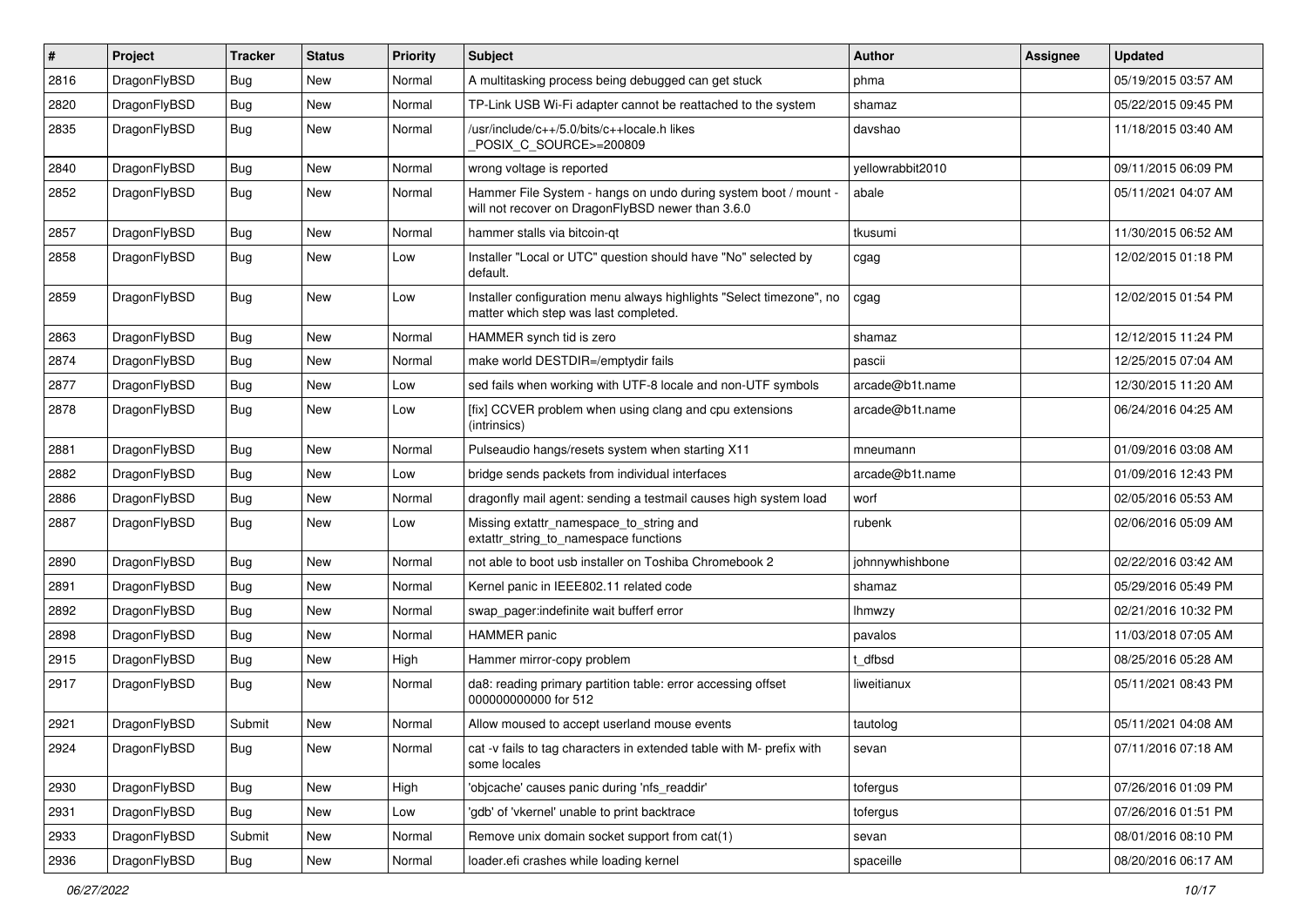| # | Project | Tracker | Status | Priority | Subject | Author | Assignee | Updated |
|---|---|---|---|---|---|---|---|---|
| 2816 | DragonFlyBSD | Bug | New | Normal | A multitasking process being debugged can get stuck | phma | | 05/19/2015 03:57 AM |
| 2820 | DragonFlyBSD | Bug | New | Normal | TP-Link USB Wi-Fi adapter cannot be reattached to the system | shamaz | | 05/22/2015 09:45 PM |
| 2835 | DragonFlyBSD | Bug | New | Normal | /usr/include/c++/5.0/bits/c++locale.h likes _POSIX_C_SOURCE>=200809 | davshao | | 11/18/2015 03:40 AM |
| 2840 | DragonFlyBSD | Bug | New | Normal | wrong voltage is reported | yellowrabbit2010 | | 09/11/2015 06:09 PM |
| 2852 | DragonFlyBSD | Bug | New | Normal | Hammer File System - hangs on undo during system boot / mount - will not recover on DragonFlyBSD newer than 3.6.0 | abale | | 05/11/2021 04:07 AM |
| 2857 | DragonFlyBSD | Bug | New | Normal | hammer stalls via bitcoin-qt | tkusumi | | 11/30/2015 06:52 AM |
| 2858 | DragonFlyBSD | Bug | New | Low | Installer "Local or UTC" question should have "No" selected by default. | cgag | | 12/02/2015 01:18 PM |
| 2859 | DragonFlyBSD | Bug | New | Low | Installer configuration menu always highlights "Select timezone", no matter which step was last completed. | cgag | | 12/02/2015 01:54 PM |
| 2863 | DragonFlyBSD | Bug | New | Normal | HAMMER synch tid is zero | shamaz | | 12/12/2015 11:24 PM |
| 2874 | DragonFlyBSD | Bug | New | Normal | make world DESTDIR=/emptydir fails | pascii | | 12/25/2015 07:04 AM |
| 2877 | DragonFlyBSD | Bug | New | Low | sed fails when working with UTF-8 locale and non-UTF symbols | arcade@b1t.name | | 12/30/2015 11:20 AM |
| 2878 | DragonFlyBSD | Bug | New | Low | [fix] CCVER problem when using clang and cpu extensions (intrinsics) | arcade@b1t.name | | 06/24/2016 04:25 AM |
| 2881 | DragonFlyBSD | Bug | New | Normal | Pulseaudio hangs/resets system when starting X11 | mneumann | | 01/09/2016 03:08 AM |
| 2882 | DragonFlyBSD | Bug | New | Low | bridge sends packets from individual interfaces | arcade@b1t.name | | 01/09/2016 12:43 PM |
| 2886 | DragonFlyBSD | Bug | New | Normal | dragonfly mail agent: sending a testmail causes high system load | worf | | 02/05/2016 05:53 AM |
| 2887 | DragonFlyBSD | Bug | New | Low | Missing extattr_namespace_to_string and extattr_string_to_namespace functions | rubenk | | 02/06/2016 05:09 AM |
| 2890 | DragonFlyBSD | Bug | New | Normal | not able to boot usb installer on Toshiba Chromebook 2 | johnnywhishbone | | 02/22/2016 03:42 AM |
| 2891 | DragonFlyBSD | Bug | New | Normal | Kernel panic in IEEE802.11 related code | shamaz | | 05/29/2016 05:49 PM |
| 2892 | DragonFlyBSD | Bug | New | Normal | swap_pager:indefinite wait bufferf error | lhmwzy | | 02/21/2016 10:32 PM |
| 2898 | DragonFlyBSD | Bug | New | Normal | HAMMER panic | pavalos | | 11/03/2018 07:05 AM |
| 2915 | DragonFlyBSD | Bug | New | High | Hammer mirror-copy problem | t_dfbsd | | 08/25/2016 05:28 AM |
| 2917 | DragonFlyBSD | Bug | New | Normal | da8: reading primary partition table: error accessing offset 000000000000 for 512 | liweitianux | | 05/11/2021 08:43 PM |
| 2921 | DragonFlyBSD | Submit | New | Normal | Allow moused to accept userland mouse events | tautolog | | 05/11/2021 04:08 AM |
| 2924 | DragonFlyBSD | Bug | New | Normal | cat -v fails to tag characters in extended table with M- prefix with some locales | sevan | | 07/11/2016 07:18 AM |
| 2930 | DragonFlyBSD | Bug | New | High | 'objcache' causes panic during 'nfs_readdir' | tofergus | | 07/26/2016 01:09 PM |
| 2931 | DragonFlyBSD | Bug | New | Low | 'gdb' of 'vkernel' unable to print backtrace | tofergus | | 07/26/2016 01:51 PM |
| 2933 | DragonFlyBSD | Submit | New | Normal | Remove unix domain socket support from cat(1) | sevan | | 08/01/2016 08:10 PM |
| 2936 | DragonFlyBSD | Bug | New | Normal | loader.efi crashes while loading kernel | spaceille | | 08/20/2016 06:17 AM |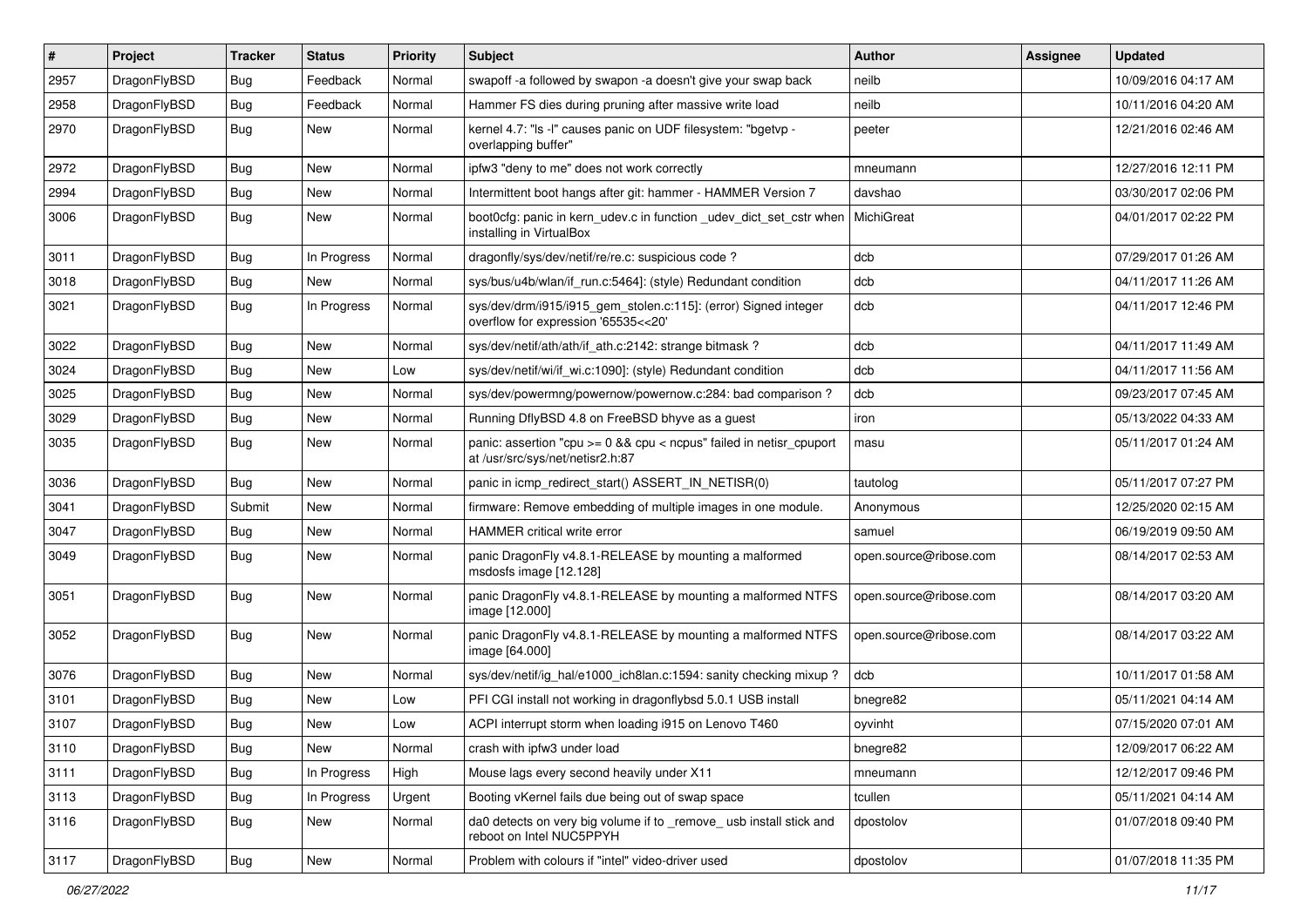| # | Project | Tracker | Status | Priority | Subject | Author | Assignee | Updated |
|---|---|---|---|---|---|---|---|---|
| 2957 | DragonFlyBSD | Bug | Feedback | Normal | swapoff -a followed by swapon -a doesn't give your swap back | neilb | | 10/09/2016 04:17 AM |
| 2958 | DragonFlyBSD | Bug | Feedback | Normal | Hammer FS dies during pruning after massive write load | neilb | | 10/11/2016 04:20 AM |
| 2970 | DragonFlyBSD | Bug | New | Normal | kernel 4.7: "ls -l" causes panic on UDF filesystem: "bgetvp - overlapping buffer" | peeter | | 12/21/2016 02:46 AM |
| 2972 | DragonFlyBSD | Bug | New | Normal | ipfw3 "deny to me" does not work correctly | mneumann | | 12/27/2016 12:11 PM |
| 2994 | DragonFlyBSD | Bug | New | Normal | Intermittent boot hangs after git: hammer - HAMMER Version 7 | davshao | | 03/30/2017 02:06 PM |
| 3006 | DragonFlyBSD | Bug | New | Normal | boot0cfg: panic in kern_udev.c in function _udev_dict_set_cstr when installing in VirtualBox | MichiGreat | | 04/01/2017 02:22 PM |
| 3011 | DragonFlyBSD | Bug | In Progress | Normal | dragonfly/sys/dev/netif/re/re.c: suspicious code ? | dcb | | 07/29/2017 01:26 AM |
| 3018 | DragonFlyBSD | Bug | New | Normal | sys/bus/u4b/wlan/if_run.c:5464]: (style) Redundant condition | dcb | | 04/11/2017 11:26 AM |
| 3021 | DragonFlyBSD | Bug | In Progress | Normal | sys/dev/drm/i915/i915_gem_stolen.c:115]: (error) Signed integer overflow for expression '65535<<20' | dcb | | 04/11/2017 12:46 PM |
| 3022 | DragonFlyBSD | Bug | New | Normal | sys/dev/netif/ath/ath/if_ath.c:2142: strange bitmask ? | dcb | | 04/11/2017 11:49 AM |
| 3024 | DragonFlyBSD | Bug | New | Low | sys/dev/netif/wi/if_wi.c:1090]: (style) Redundant condition | dcb | | 04/11/2017 11:56 AM |
| 3025 | DragonFlyBSD | Bug | New | Normal | sys/dev/powermng/powernow/powernow.c:284: bad comparison ? | dcb | | 09/23/2017 07:45 AM |
| 3029 | DragonFlyBSD | Bug | New | Normal | Running DflyBSD 4.8 on FreeBSD bhyve as a guest | iron | | 05/13/2022 04:33 AM |
| 3035 | DragonFlyBSD | Bug | New | Normal | panic: assertion "cpu >= 0 && cpu < ncpus" failed in netisr_cpuport at /usr/src/sys/net/netisr2.h:87 | masu | | 05/11/2017 01:24 AM |
| 3036 | DragonFlyBSD | Bug | New | Normal | panic in icmp_redirect_start() ASSERT_IN_NETISR(0) | tautolog | | 05/11/2017 07:27 PM |
| 3041 | DragonFlyBSD | Submit | New | Normal | firmware: Remove embedding of multiple images in one module. | Anonymous | | 12/25/2020 02:15 AM |
| 3047 | DragonFlyBSD | Bug | New | Normal | HAMMER critical write error | samuel | | 06/19/2019 09:50 AM |
| 3049 | DragonFlyBSD | Bug | New | Normal | panic DragonFly v4.8.1-RELEASE by mounting a malformed msdosfs image [12.128] | open.source@ribose.com | | 08/14/2017 02:53 AM |
| 3051 | DragonFlyBSD | Bug | New | Normal | panic DragonFly v4.8.1-RELEASE by mounting a malformed NTFS image [12.000] | open.source@ribose.com | | 08/14/2017 03:20 AM |
| 3052 | DragonFlyBSD | Bug | New | Normal | panic DragonFly v4.8.1-RELEASE by mounting a malformed NTFS image [64.000] | open.source@ribose.com | | 08/14/2017 03:22 AM |
| 3076 | DragonFlyBSD | Bug | New | Normal | sys/dev/netif/ig_hal/e1000_ich8lan.c:1594: sanity checking mixup ? | dcb | | 10/11/2017 01:58 AM |
| 3101 | DragonFlyBSD | Bug | New | Low | PFI CGI install not working in dragonflybsd 5.0.1 USB install | bnegre82 | | 05/11/2021 04:14 AM |
| 3107 | DragonFlyBSD | Bug | New | Low | ACPI interrupt storm when loading i915 on Lenovo T460 | oyvinht | | 07/15/2020 07:01 AM |
| 3110 | DragonFlyBSD | Bug | New | Normal | crash with ipfw3 under load | bnegre82 | | 12/09/2017 06:22 AM |
| 3111 | DragonFlyBSD | Bug | In Progress | High | Mouse lags every second heavily under X11 | mneumann | | 12/12/2017 09:46 PM |
| 3113 | DragonFlyBSD | Bug | In Progress | Urgent | Booting vKernel fails due being out of swap space | tcullen | | 05/11/2021 04:14 AM |
| 3116 | DragonFlyBSD | Bug | New | Normal | da0 detects on very big volume if to _remove_ usb install stick and reboot on Intel NUC5PPYH | dpostolov | | 01/07/2018 09:40 PM |
| 3117 | DragonFlyBSD | Bug | New | Normal | Problem with colours if "intel" video-driver used | dpostolov | | 01/07/2018 11:35 PM |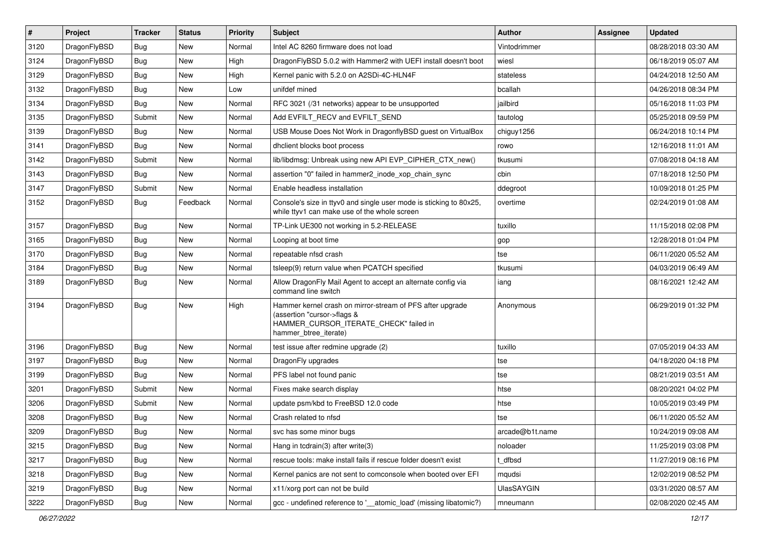| # | Project | Tracker | Status | Priority | Subject | Author | Assignee | Updated |
|---|---|---|---|---|---|---|---|---|
| 3120 | DragonFlyBSD | Bug | New | Normal | Intel AC 8260 firmware does not load | Vintodrimmer | | 08/28/2018 03:30 AM |
| 3124 | DragonFlyBSD | Bug | New | High | DragonFlyBSD 5.0.2 with Hammer2 with UEFI install doesn't boot | wiesl | | 06/18/2019 05:07 AM |
| 3129 | DragonFlyBSD | Bug | New | High | Kernel panic with 5.2.0 on A2SDi-4C-HLN4F | stateless | | 04/24/2018 12:50 AM |
| 3132 | DragonFlyBSD | Bug | New | Low | unifdef mined | bcallah | | 04/26/2018 08:34 PM |
| 3134 | DragonFlyBSD | Bug | New | Normal | RFC 3021 (/31 networks) appear to be unsupported | jailbird | | 05/16/2018 11:03 PM |
| 3135 | DragonFlyBSD | Submit | New | Normal | Add EVFILT_RECV and EVFILT_SEND | tautolog | | 05/25/2018 09:59 PM |
| 3139 | DragonFlyBSD | Bug | New | Normal | USB Mouse Does Not Work in DragonflyBSD guest on VirtualBox | chiguy1256 | | 06/24/2018 10:14 PM |
| 3141 | DragonFlyBSD | Bug | New | Normal | dhclient blocks boot process | rowo | | 12/16/2018 11:01 AM |
| 3142 | DragonFlyBSD | Submit | New | Normal | lib/libdmsg: Unbreak using new API EVP_CIPHER_CTX_new() | tkusumi | | 07/08/2018 04:18 AM |
| 3143 | DragonFlyBSD | Bug | New | Normal | assertion "0" failed in hammer2_inode_xop_chain_sync | cbin | | 07/18/2018 12:50 PM |
| 3147 | DragonFlyBSD | Submit | New | Normal | Enable headless installation | ddegroot | | 10/09/2018 01:25 PM |
| 3152 | DragonFlyBSD | Bug | Feedback | Normal | Console's size in ttyv0 and single user mode is sticking to 80x25, while ttyv1 can make use of the whole screen | overtime | | 02/24/2019 01:08 AM |
| 3157 | DragonFlyBSD | Bug | New | Normal | TP-Link UE300 not working in 5.2-RELEASE | tuxillo | | 11/15/2018 02:08 PM |
| 3165 | DragonFlyBSD | Bug | New | Normal | Looping at boot time | gop | | 12/28/2018 01:04 PM |
| 3170 | DragonFlyBSD | Bug | New | Normal | repeatable nfsd crash | tse | | 06/11/2020 05:52 AM |
| 3184 | DragonFlyBSD | Bug | New | Normal | tsleep(9) return value when PCATCH specified | tkusumi | | 04/03/2019 06:49 AM |
| 3189 | DragonFlyBSD | Bug | New | Normal | Allow DragonFly Mail Agent to accept an alternate config via command line switch | iang | | 08/16/2021 12:42 AM |
| 3194 | DragonFlyBSD | Bug | New | High | Hammer kernel crash on mirror-stream of PFS after upgrade (assertion "cursor->flags & HAMMER_CURSOR_ITERATE_CHECK" failed in hammer_btree_iterate) | Anonymous | | 06/29/2019 01:32 PM |
| 3196 | DragonFlyBSD | Bug | New | Normal | test issue after redmine upgrade (2) | tuxillo | | 07/05/2019 04:33 AM |
| 3197 | DragonFlyBSD | Bug | New | Normal | DragonFly upgrades | tse | | 04/18/2020 04:18 PM |
| 3199 | DragonFlyBSD | Bug | New | Normal | PFS label not found panic | tse | | 08/21/2019 03:51 AM |
| 3201 | DragonFlyBSD | Submit | New | Normal | Fixes make search display | htse | | 08/20/2021 04:02 PM |
| 3206 | DragonFlyBSD | Submit | New | Normal | update psm/kbd to FreeBSD 12.0 code | htse | | 10/05/2019 03:49 PM |
| 3208 | DragonFlyBSD | Bug | New | Normal | Crash related to nfsd | tse | | 06/11/2020 05:52 AM |
| 3209 | DragonFlyBSD | Bug | New | Normal | svc has some minor bugs | arcade@b1t.name | | 10/24/2019 09:08 AM |
| 3215 | DragonFlyBSD | Bug | New | Normal | Hang in tcdrain(3) after write(3) | noloader | | 11/25/2019 03:08 PM |
| 3217 | DragonFlyBSD | Bug | New | Normal | rescue tools: make install fails if rescue folder doesn't exist | t_dfbsd | | 11/27/2019 08:16 PM |
| 3218 | DragonFlyBSD | Bug | New | Normal | Kernel panics are not sent to comconsole when booted over EFI | mqudsi | | 12/02/2019 08:52 PM |
| 3219 | DragonFlyBSD | Bug | New | Normal | x11/xorg port can not be build | UlasSAYGIN | | 03/31/2020 08:57 AM |
| 3222 | DragonFlyBSD | Bug | New | Normal | gcc - undefined reference to '__atomic_load' (missing libatomic?) | mneumann | | 02/08/2020 02:45 AM |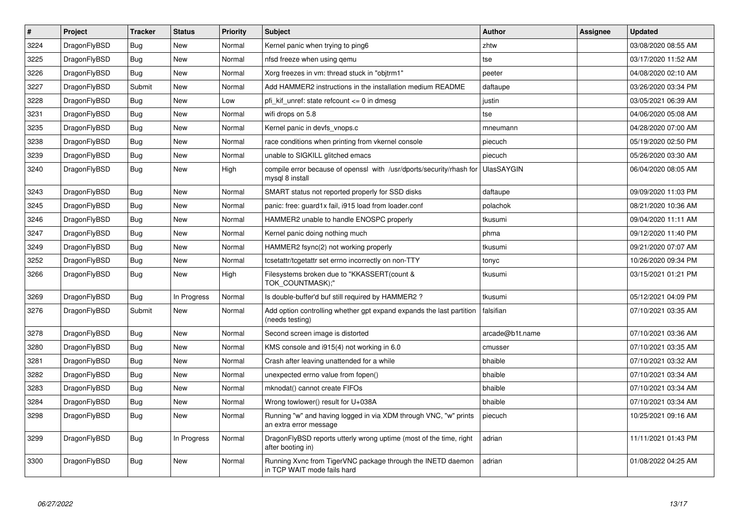| # | Project | Tracker | Status | Priority | Subject | Author | Assignee | Updated |
|---|---|---|---|---|---|---|---|---|
| 3224 | DragonFlyBSD | Bug | New | Normal | Kernel panic when trying to ping6 | zhtw | | 03/08/2020 08:55 AM |
| 3225 | DragonFlyBSD | Bug | New | Normal | nfsd freeze when using qemu | tse | | 03/17/2020 11:52 AM |
| 3226 | DragonFlyBSD | Bug | New | Normal | Xorg freezes in vm: thread stuck in "objtrm1" | peeter | | 04/08/2020 02:10 AM |
| 3227 | DragonFlyBSD | Submit | New | Normal | Add HAMMER2 instructions in the installation medium README | daftaupe | | 03/26/2020 03:34 PM |
| 3228 | DragonFlyBSD | Bug | New | Low | pfi_kif_unref: state refcount <= 0 in dmesg | justin | | 03/05/2021 06:39 AM |
| 3231 | DragonFlyBSD | Bug | New | Normal | wifi drops on 5.8 | tse | | 04/06/2020 05:08 AM |
| 3235 | DragonFlyBSD | Bug | New | Normal | Kernel panic in devfs_vnops.c | mneumann | | 04/28/2020 07:00 AM |
| 3238 | DragonFlyBSD | Bug | New | Normal | race conditions when printing from vkernel console | piecuch | | 05/19/2020 02:50 PM |
| 3239 | DragonFlyBSD | Bug | New | Normal | unable to SIGKILL glitched emacs | piecuch | | 05/26/2020 03:30 AM |
| 3240 | DragonFlyBSD | Bug | New | High | compile error because of openssl with /usr/dports/security/rhash for mysql 8 install | UlasSAYGIN | | 06/04/2020 08:05 AM |
| 3243 | DragonFlyBSD | Bug | New | Normal | SMART status not reported properly for SSD disks | daftaupe | | 09/09/2020 11:03 PM |
| 3245 | DragonFlyBSD | Bug | New | Normal | panic: free: guard1x fail, i915 load from loader.conf | polachok | | 08/21/2020 10:36 AM |
| 3246 | DragonFlyBSD | Bug | New | Normal | HAMMER2 unable to handle ENOSPC properly | tkusumi | | 09/04/2020 11:11 AM |
| 3247 | DragonFlyBSD | Bug | New | Normal | Kernel panic doing nothing much | phma | | 09/12/2020 11:40 PM |
| 3249 | DragonFlyBSD | Bug | New | Normal | HAMMER2 fsync(2) not working properly | tkusumi | | 09/21/2020 07:07 AM |
| 3252 | DragonFlyBSD | Bug | New | Normal | tcsetattr/tcgetattr set errno incorrectly on non-TTY | tonyc | | 10/26/2020 09:34 PM |
| 3266 | DragonFlyBSD | Bug | New | High | Filesystems broken due to "KKASSERT(count & TOK_COUNTMASK);" | tkusumi | | 03/15/2021 01:21 PM |
| 3269 | DragonFlyBSD | Bug | In Progress | Normal | Is double-buffer'd buf still required by HAMMER2 ? | tkusumi | | 05/12/2021 04:09 PM |
| 3276 | DragonFlyBSD | Submit | New | Normal | Add option controlling whether gpt expand expands the last partition (needs testing) | falsifian | | 07/10/2021 03:35 AM |
| 3278 | DragonFlyBSD | Bug | New | Normal | Second screen image is distorted | arcade@b1t.name | | 07/10/2021 03:36 AM |
| 3280 | DragonFlyBSD | Bug | New | Normal | KMS console and i915(4) not working in 6.0 | cmusser | | 07/10/2021 03:35 AM |
| 3281 | DragonFlyBSD | Bug | New | Normal | Crash after leaving unattended for a while | bhaible | | 07/10/2021 03:32 AM |
| 3282 | DragonFlyBSD | Bug | New | Normal | unexpected errno value from fopen() | bhaible | | 07/10/2021 03:34 AM |
| 3283 | DragonFlyBSD | Bug | New | Normal | mknodat() cannot create FIFOs | bhaible | | 07/10/2021 03:34 AM |
| 3284 | DragonFlyBSD | Bug | New | Normal | Wrong towlower() result for U+038A | bhaible | | 07/10/2021 03:34 AM |
| 3298 | DragonFlyBSD | Bug | New | Normal | Running "w" and having logged in via XDM through VNC, "w" prints an extra error message | piecuch | | 10/25/2021 09:16 AM |
| 3299 | DragonFlyBSD | Bug | In Progress | Normal | DragonFlyBSD reports utterly wrong uptime (most of the time, right after booting in) | adrian | | 11/11/2021 01:43 PM |
| 3300 | DragonFlyBSD | Bug | New | Normal | Running Xvnc from TigerVNC package through the INETD daemon in TCP WAIT mode fails hard | adrian | | 01/08/2022 04:25 AM |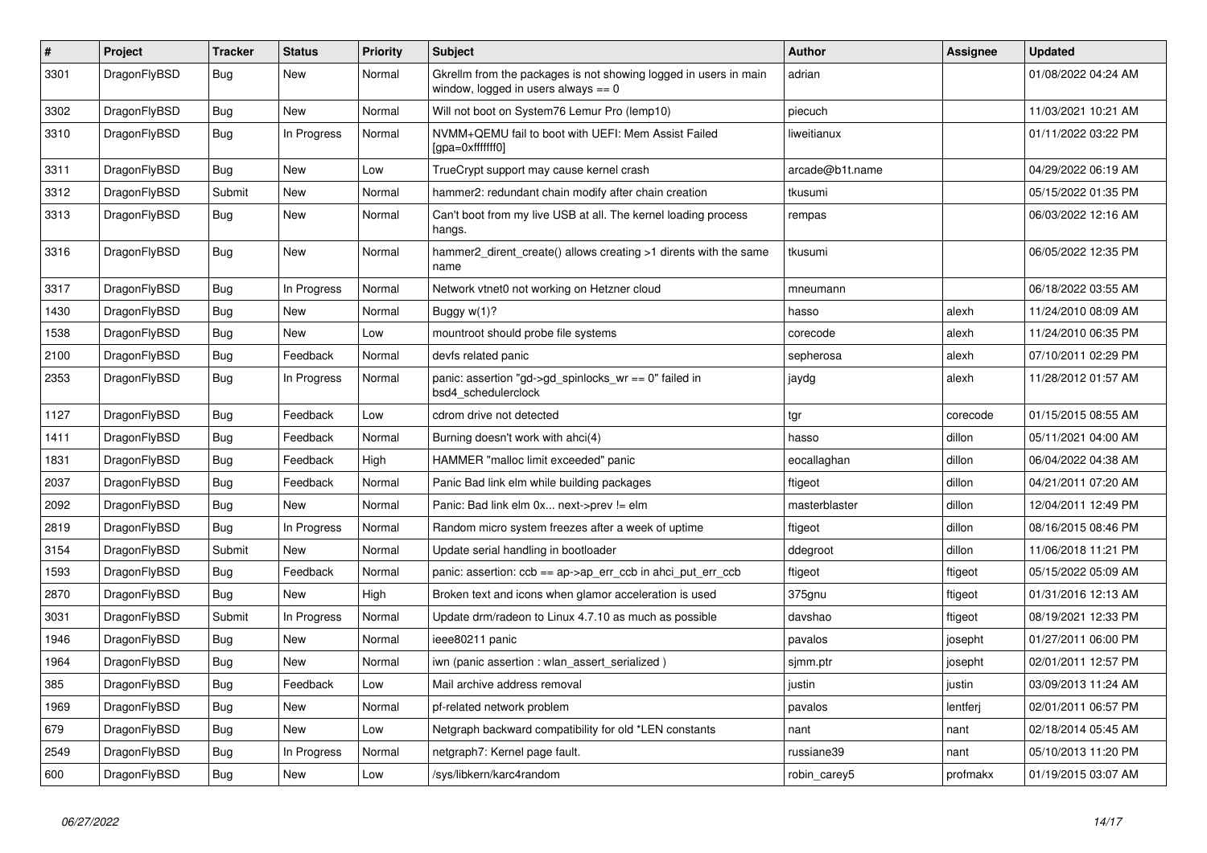| # | Project | Tracker | Status | Priority | Subject | Author | Assignee | Updated |
|---|---|---|---|---|---|---|---|---|
| 3301 | DragonFlyBSD | Bug | New | Normal | Gkrellm from the packages is not showing logged in users in main window, logged in users always == 0 | adrian | | 01/08/2022 04:24 AM |
| 3302 | DragonFlyBSD | Bug | New | Normal | Will not boot on System76 Lemur Pro (lemp10) | piecuch | | 11/03/2021 10:21 AM |
| 3310 | DragonFlyBSD | Bug | In Progress | Normal | NVMM+QEMU fail to boot with UEFI: Mem Assist Failed [gpa=0xfffffff0] | liweitianux | | 01/11/2022 03:22 PM |
| 3311 | DragonFlyBSD | Bug | New | Low | TrueCrypt support may cause kernel crash | arcade@b1t.name | | 04/29/2022 06:19 AM |
| 3312 | DragonFlyBSD | Submit | New | Normal | hammer2: redundant chain modify after chain creation | tkusumi | | 05/15/2022 01:35 PM |
| 3313 | DragonFlyBSD | Bug | New | Normal | Can't boot from my live USB at all. The kernel loading process hangs. | rempas | | 06/03/2022 12:16 AM |
| 3316 | DragonFlyBSD | Bug | New | Normal | hammer2_dirent_create() allows creating >1 dirents with the same name | tkusumi | | 06/05/2022 12:35 PM |
| 3317 | DragonFlyBSD | Bug | In Progress | Normal | Network vtnet0 not working on Hetzner cloud | mneumann | | 06/18/2022 03:55 AM |
| 1430 | DragonFlyBSD | Bug | New | Normal | Buggy w(1)? | hasso | alexh | 11/24/2010 08:09 AM |
| 1538 | DragonFlyBSD | Bug | New | Low | mountroot should probe file systems | corecode | alexh | 11/24/2010 06:35 PM |
| 2100 | DragonFlyBSD | Bug | Feedback | Normal | devfs related panic | sepherosa | alexh | 07/10/2011 02:29 PM |
| 2353 | DragonFlyBSD | Bug | In Progress | Normal | panic: assertion "gd->gd_spinlocks_wr == 0" failed in bsd4_schedulerclock | jaydg | alexh | 11/28/2012 01:57 AM |
| 1127 | DragonFlyBSD | Bug | Feedback | Low | cdrom drive not detected | tgr | corecode | 01/15/2015 08:55 AM |
| 1411 | DragonFlyBSD | Bug | Feedback | Normal | Burning doesn't work with ahci(4) | hasso | dillon | 05/11/2021 04:00 AM |
| 1831 | DragonFlyBSD | Bug | Feedback | High | HAMMER "malloc limit exceeded" panic | eocallaghan | dillon | 06/04/2022 04:38 AM |
| 2037 | DragonFlyBSD | Bug | Feedback | Normal | Panic Bad link elm while building packages | ftigeot | dillon | 04/21/2011 07:20 AM |
| 2092 | DragonFlyBSD | Bug | New | Normal | Panic: Bad link elm 0x... next->prev != elm | masterblaster | dillon | 12/04/2011 12:49 PM |
| 2819 | DragonFlyBSD | Bug | In Progress | Normal | Random micro system freezes after a week of uptime | ftigeot | dillon | 08/16/2015 08:46 PM |
| 3154 | DragonFlyBSD | Submit | New | Normal | Update serial handling in bootloader | ddegroot | dillon | 11/06/2018 11:21 PM |
| 1593 | DragonFlyBSD | Bug | Feedback | Normal | panic: assertion: ccb == ap->ap_err_ccb in ahci_put_err_ccb | ftigeot | ftigeot | 05/15/2022 05:09 AM |
| 2870 | DragonFlyBSD | Bug | New | High | Broken text and icons when glamor acceleration is used | 375gnu | ftigeot | 01/31/2016 12:13 AM |
| 3031 | DragonFlyBSD | Submit | In Progress | Normal | Update drm/radeon to Linux 4.7.10 as much as possible | davshao | ftigeot | 08/19/2021 12:33 PM |
| 1946 | DragonFlyBSD | Bug | New | Normal | ieee80211 panic | pavalos | josepht | 01/27/2011 06:00 PM |
| 1964 | DragonFlyBSD | Bug | New | Normal | iwn (panic assertion : wlan_assert_serialized ) | sjmm.ptr | josepht | 02/01/2011 12:57 PM |
| 385 | DragonFlyBSD | Bug | Feedback | Low | Mail archive address removal | justin | justin | 03/09/2013 11:24 AM |
| 1969 | DragonFlyBSD | Bug | New | Normal | pf-related network problem | pavalos | lentferj | 02/01/2011 06:57 PM |
| 679 | DragonFlyBSD | Bug | New | Low | Netgraph backward compatibility for old *LEN constants | nant | nant | 02/18/2014 05:45 AM |
| 2549 | DragonFlyBSD | Bug | In Progress | Normal | netgraph7: Kernel page fault. | russiane39 | nant | 05/10/2013 11:20 PM |
| 600 | DragonFlyBSD | Bug | New | Low | /sys/libkern/karc4random | robin_carey5 | profmakx | 01/19/2015 03:07 AM |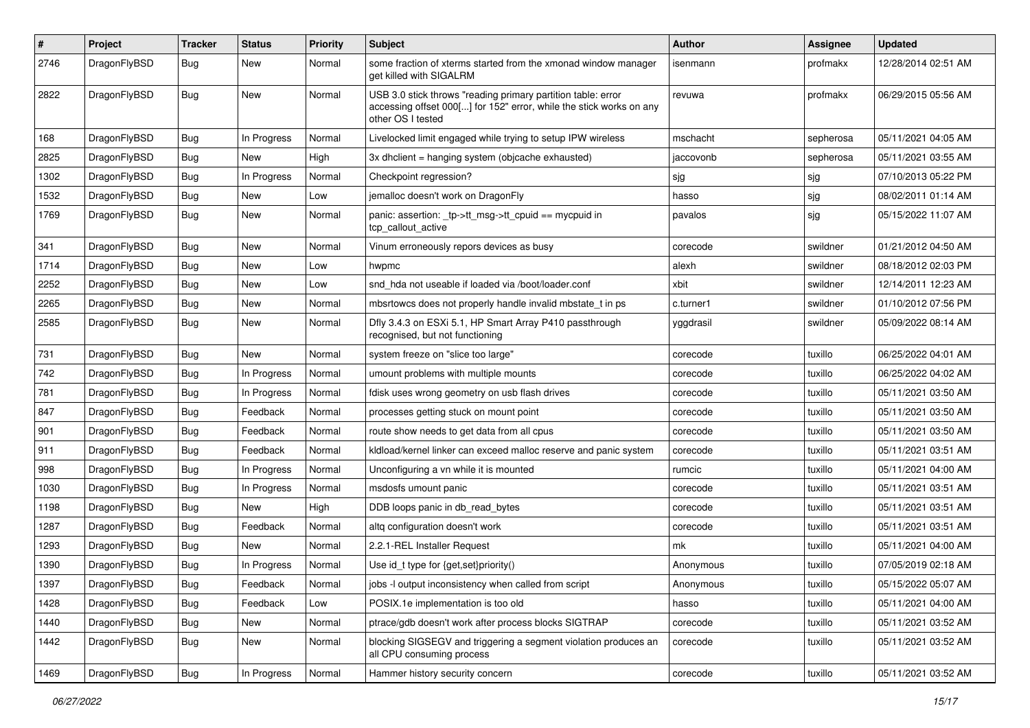| # | Project | Tracker | Status | Priority | Subject | Author | Assignee | Updated |
|---|---|---|---|---|---|---|---|---|
| 2746 | DragonFlyBSD | Bug | New | Normal | some fraction of xterms started from the xmonad window manager get killed with SIGALRM | isenmann | profmakx | 12/28/2014 02:51 AM |
| 2822 | DragonFlyBSD | Bug | New | Normal | USB 3.0 stick throws "reading primary partition table: error accessing offset 000[...] for 152" error, while the stick works on any other OS I tested | revuwa | profmakx | 06/29/2015 05:56 AM |
| 168 | DragonFlyBSD | Bug | In Progress | Normal | Livelocked limit engaged while trying to setup IPW wireless | mschacht | sepherosa | 05/11/2021 04:05 AM |
| 2825 | DragonFlyBSD | Bug | New | High | 3x dhclient = hanging system (objcache exhausted) | jaccovonb | sepherosa | 05/11/2021 03:55 AM |
| 1302 | DragonFlyBSD | Bug | In Progress | Normal | Checkpoint regression? | sjg | sjg | 07/10/2013 05:22 PM |
| 1532 | DragonFlyBSD | Bug | New | Low | jemalloc doesn't work on DragonFly | hasso | sjg | 08/02/2011 01:14 AM |
| 1769 | DragonFlyBSD | Bug | New | Normal | panic: assertion: _tp->tt_msg->tt_cpuid == mycpuid in tcp_callout_active | pavalos | sjg | 05/15/2022 11:07 AM |
| 341 | DragonFlyBSD | Bug | New | Normal | Vinum erroneously repors devices as busy | corecode | swildner | 01/21/2012 04:50 AM |
| 1714 | DragonFlyBSD | Bug | New | Low | hwpmc | alexh | swildner | 08/18/2012 02:03 PM |
| 2252 | DragonFlyBSD | Bug | New | Low | snd_hda not useable if loaded via /boot/loader.conf | xbit | swildner | 12/14/2011 12:23 AM |
| 2265 | DragonFlyBSD | Bug | New | Normal | mbsrtowcs does not properly handle invalid mbstate_t in ps | c.turner1 | swildner | 01/10/2012 07:56 PM |
| 2585 | DragonFlyBSD | Bug | New | Normal | Dfly 3.4.3 on ESXi 5.1, HP Smart Array P410 passthrough recognised, but not functioning | yggdrasil | swildner | 05/09/2022 08:14 AM |
| 731 | DragonFlyBSD | Bug | New | Normal | system freeze on "slice too large" | corecode | tuxillo | 06/25/2022 04:01 AM |
| 742 | DragonFlyBSD | Bug | In Progress | Normal | umount problems with multiple mounts | corecode | tuxillo | 06/25/2022 04:02 AM |
| 781 | DragonFlyBSD | Bug | In Progress | Normal | fdisk uses wrong geometry on usb flash drives | corecode | tuxillo | 05/11/2021 03:50 AM |
| 847 | DragonFlyBSD | Bug | Feedback | Normal | processes getting stuck on mount point | corecode | tuxillo | 05/11/2021 03:50 AM |
| 901 | DragonFlyBSD | Bug | Feedback | Normal | route show needs to get data from all cpus | corecode | tuxillo | 05/11/2021 03:50 AM |
| 911 | DragonFlyBSD | Bug | Feedback | Normal | kldload/kernel linker can exceed malloc reserve and panic system | corecode | tuxillo | 05/11/2021 03:51 AM |
| 998 | DragonFlyBSD | Bug | In Progress | Normal | Unconfiguring a vn while it is mounted | rumcic | tuxillo | 05/11/2021 04:00 AM |
| 1030 | DragonFlyBSD | Bug | In Progress | Normal | msdosfs umount panic | corecode | tuxillo | 05/11/2021 03:51 AM |
| 1198 | DragonFlyBSD | Bug | New | High | DDB loops panic in db_read_bytes | corecode | tuxillo | 05/11/2021 03:51 AM |
| 1287 | DragonFlyBSD | Bug | Feedback | Normal | altq configuration doesn't work | corecode | tuxillo | 05/11/2021 03:51 AM |
| 1293 | DragonFlyBSD | Bug | New | Normal | 2.2.1-REL Installer Request | mk | tuxillo | 05/11/2021 04:00 AM |
| 1390 | DragonFlyBSD | Bug | In Progress | Normal | Use id_t type for {get,set}priority() | Anonymous | tuxillo | 07/05/2019 02:18 AM |
| 1397 | DragonFlyBSD | Bug | Feedback | Normal | jobs -l output inconsistency when called from script | Anonymous | tuxillo | 05/15/2022 05:07 AM |
| 1428 | DragonFlyBSD | Bug | Feedback | Low | POSIX.1e implementation is too old | hasso | tuxillo | 05/11/2021 04:00 AM |
| 1440 | DragonFlyBSD | Bug | New | Normal | ptrace/gdb doesn't work after process blocks SIGTRAP | corecode | tuxillo | 05/11/2021 03:52 AM |
| 1442 | DragonFlyBSD | Bug | New | Normal | blocking SIGSEGV and triggering a segment violation produces an all CPU consuming process | corecode | tuxillo | 05/11/2021 03:52 AM |
| 1469 | DragonFlyBSD | Bug | In Progress | Normal | Hammer history security concern | corecode | tuxillo | 05/11/2021 03:52 AM |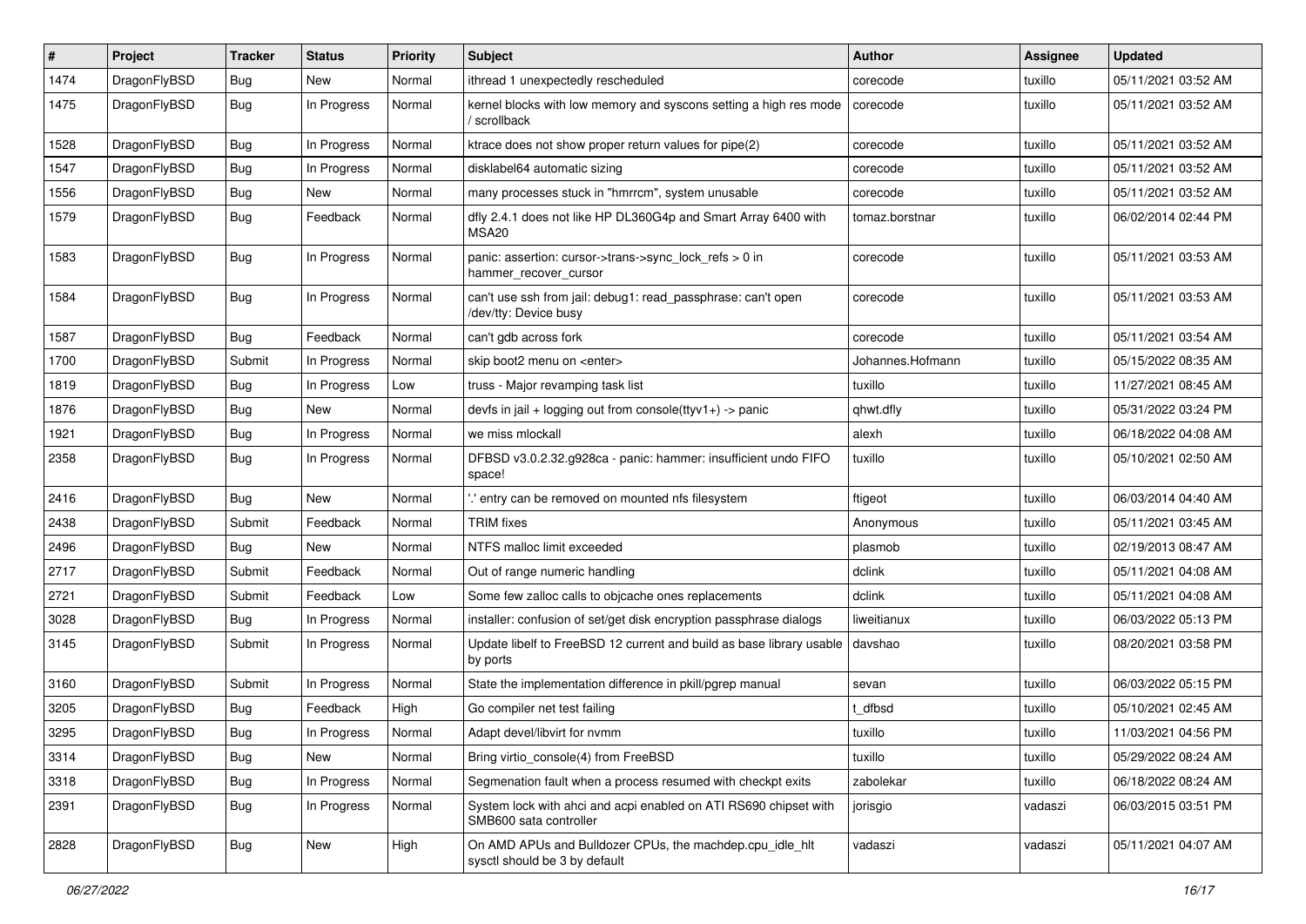| # | Project | Tracker | Status | Priority | Subject | Author | Assignee | Updated |
|---|---|---|---|---|---|---|---|---|
| 1474 | DragonFlyBSD | Bug | New | Normal | ithread 1 unexpectedly rescheduled | corecode | tuxillo | 05/11/2021 03:52 AM |
| 1475 | DragonFlyBSD | Bug | In Progress | Normal | kernel blocks with low memory and syscons setting a high res mode / scrollback | corecode | tuxillo | 05/11/2021 03:52 AM |
| 1528 | DragonFlyBSD | Bug | In Progress | Normal | ktrace does not show proper return values for pipe(2) | corecode | tuxillo | 05/11/2021 03:52 AM |
| 1547 | DragonFlyBSD | Bug | In Progress | Normal | disklabel64 automatic sizing | corecode | tuxillo | 05/11/2021 03:52 AM |
| 1556 | DragonFlyBSD | Bug | New | Normal | many processes stuck in "hmrrcm", system unusable | corecode | tuxillo | 05/11/2021 03:52 AM |
| 1579 | DragonFlyBSD | Bug | Feedback | Normal | dfly 2.4.1 does not like HP DL360G4p and Smart Array 6400 with MSA20 | tomaz.borstnar | tuxillo | 06/02/2014 02:44 PM |
| 1583 | DragonFlyBSD | Bug | In Progress | Normal | panic: assertion: cursor->trans->sync_lock_refs > 0 in hammer_recover_cursor | corecode | tuxillo | 05/11/2021 03:53 AM |
| 1584 | DragonFlyBSD | Bug | In Progress | Normal | can't use ssh from jail: debug1: read_passphrase: can't open /dev/tty: Device busy | corecode | tuxillo | 05/11/2021 03:53 AM |
| 1587 | DragonFlyBSD | Bug | Feedback | Normal | can't gdb across fork | corecode | tuxillo | 05/11/2021 03:54 AM |
| 1700 | DragonFlyBSD | Submit | In Progress | Normal | skip boot2 menu on <enter> | Johannes.Hofmann | tuxillo | 05/15/2022 08:35 AM |
| 1819 | DragonFlyBSD | Bug | In Progress | Low | truss - Major revamping task list | tuxillo | tuxillo | 11/27/2021 08:45 AM |
| 1876 | DragonFlyBSD | Bug | New | Normal | devfs in jail + logging out from console(ttyv1+) -> panic | qhwt.dfly | tuxillo | 05/31/2022 03:24 PM |
| 1921 | DragonFlyBSD | Bug | In Progress | Normal | we miss mlockall | alexh | tuxillo | 06/18/2022 04:08 AM |
| 2358 | DragonFlyBSD | Bug | In Progress | Normal | DFBSD v3.0.2.32.g928ca - panic: hammer: insufficient undo FIFO space! | tuxillo | tuxillo | 05/10/2021 02:50 AM |
| 2416 | DragonFlyBSD | Bug | New | Normal | '.' entry can be removed on mounted nfs filesystem | ftigeot | tuxillo | 06/03/2014 04:40 AM |
| 2438 | DragonFlyBSD | Submit | Feedback | Normal | TRIM fixes | Anonymous | tuxillo | 05/11/2021 03:45 AM |
| 2496 | DragonFlyBSD | Bug | New | Normal | NTFS malloc limit exceeded | plasmob | tuxillo | 02/19/2013 08:47 AM |
| 2717 | DragonFlyBSD | Submit | Feedback | Normal | Out of range numeric handling | dclink | tuxillo | 05/11/2021 04:08 AM |
| 2721 | DragonFlyBSD | Submit | Feedback | Low | Some few zalloc calls to objcache ones replacements | dclink | tuxillo | 05/11/2021 04:08 AM |
| 3028 | DragonFlyBSD | Bug | In Progress | Normal | installer: confusion of set/get disk encryption passphrase dialogs | liweitianux | tuxillo | 06/03/2022 05:13 PM |
| 3145 | DragonFlyBSD | Submit | In Progress | Normal | Update libelf to FreeBSD 12 current and build as base library usable by ports | davshao | tuxillo | 08/20/2021 03:58 PM |
| 3160 | DragonFlyBSD | Submit | In Progress | Normal | State the implementation difference in pkill/pgrep manual | sevan | tuxillo | 06/03/2022 05:15 PM |
| 3205 | DragonFlyBSD | Bug | Feedback | High | Go compiler net test failing | t_dfbsd | tuxillo | 05/10/2021 02:45 AM |
| 3295 | DragonFlyBSD | Bug | In Progress | Normal | Adapt devel/libvirt for nvmm | tuxillo | tuxillo | 11/03/2021 04:56 PM |
| 3314 | DragonFlyBSD | Bug | New | Normal | Bring virtio_console(4) from FreeBSD | tuxillo | tuxillo | 05/29/2022 08:24 AM |
| 3318 | DragonFlyBSD | Bug | In Progress | Normal | Segmenation fault when a process resumed with checkpt exits | zabolekar | tuxillo | 06/18/2022 08:24 AM |
| 2391 | DragonFlyBSD | Bug | In Progress | Normal | System lock with ahci and acpi enabled on ATI RS690 chipset with SMB600 sata controller | jorisgio | vadaszi | 06/03/2015 03:51 PM |
| 2828 | DragonFlyBSD | Bug | New | High | On AMD APUs and Bulldozer CPUs, the machdep.cpu_idle_hlt sysctl should be 3 by default | vadaszi | vadaszi | 05/11/2021 04:07 AM |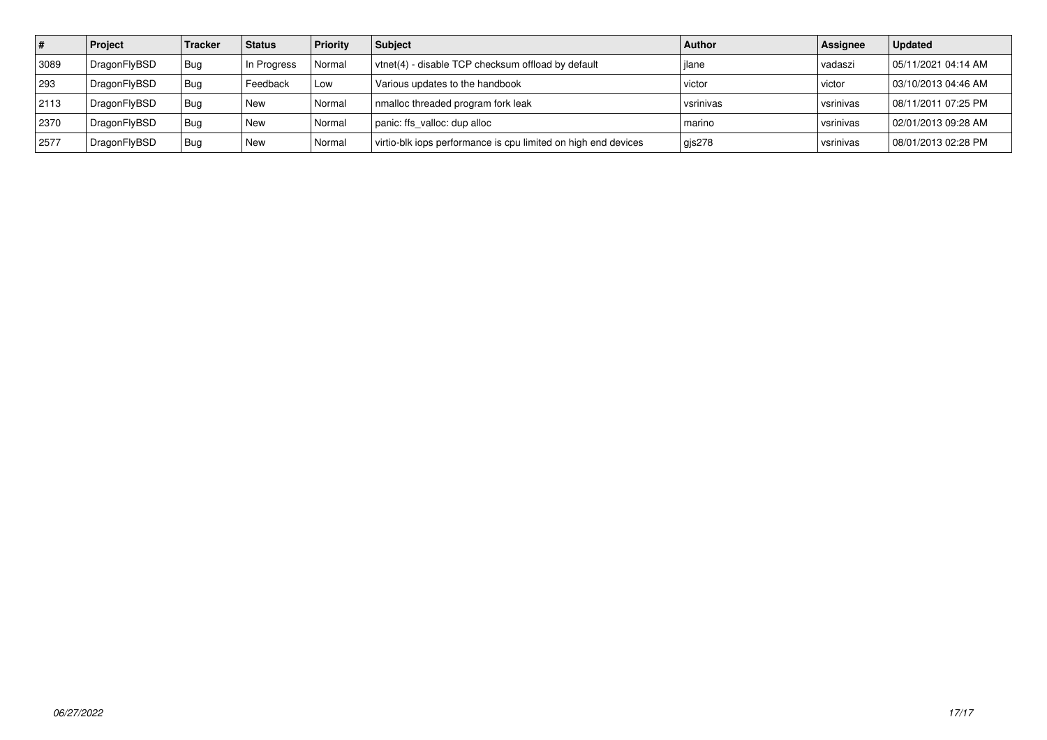| # | Project | Tracker | Status | Priority | Subject | Author | Assignee | Updated |
|---|---|---|---|---|---|---|---|---|
| 3089 | DragonFlyBSD | Bug | In Progress | Normal | vtnet(4) - disable TCP checksum offload by default | jlane | vadaszi | 05/11/2021 04:14 AM |
| 293 | DragonFlyBSD | Bug | Feedback | Low | Various updates to the handbook | victor | victor | 03/10/2013 04:46 AM |
| 2113 | DragonFlyBSD | Bug | New | Normal | nmalloc threaded program fork leak | vsrinivas | vsrinivas | 08/11/2011 07:25 PM |
| 2370 | DragonFlyBSD | Bug | New | Normal | panic: ffs_valloc: dup alloc | marino | vsrinivas | 02/01/2013 09:28 AM |
| 2577 | DragonFlyBSD | Bug | New | Normal | virtio-blk iops performance is cpu limited on high end devices | gjs278 | vsrinivas | 08/01/2013 02:28 PM |